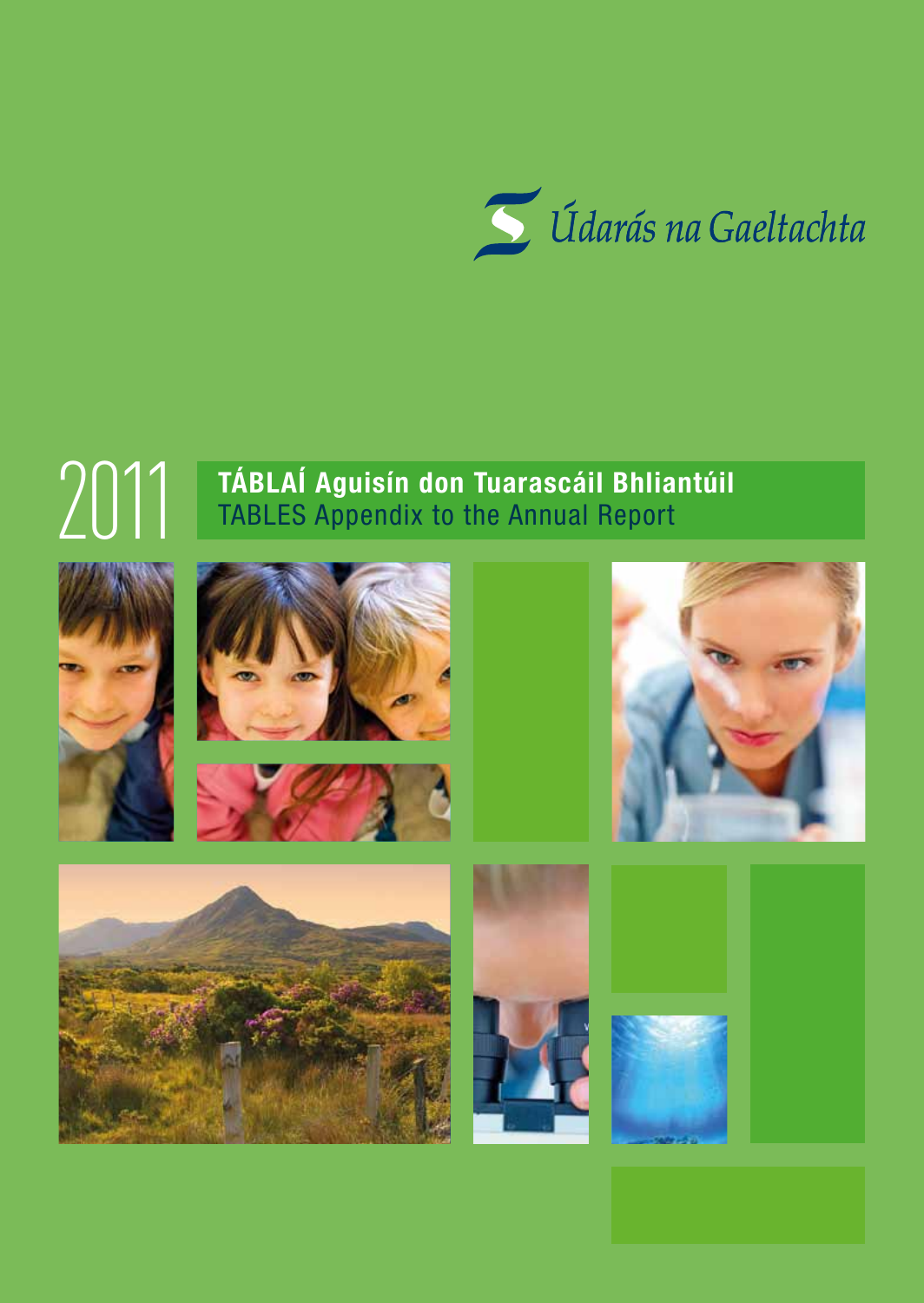Údarás na Gaeltachta

# 2011

## TÁBLAÍ Aguisín don Tuarascáil Bhliantúil
TABLES Appendix to the Annual Report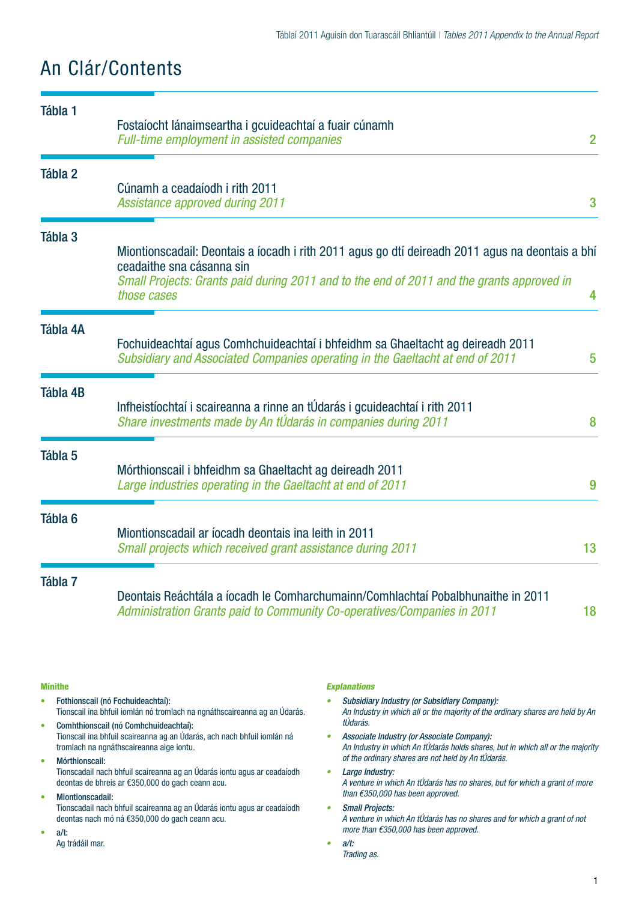# An Clár/Contents

| | | |
|---|---|---|
| **Tábla 1** | Fostaíocht lánaimseartha i gcuideachtaí a fuair cúnamh<br>*Full-time employment in assisted companies* | 2 |
| **Tábla 2** | Cúnamh a ceadaíodh i rith 2011<br>*Assistance approved during 2011* | 3 |
| **Tábla 3** | Miontionscadail: Deontais a íocadh i rith 2011 agus go dtí deireadh 2011 agus na deontais a bhí ceadaithe sna cásanna sin<br>*Small Projects: Grants paid during 2011 and to the end of 2011 and the grants approved in those cases* | 4 |
| **Tábla 4A** | Fochuideachtaí agus Comhchuideachtaí i bhfeidhm sa Ghaeltacht ag deireadh 2011<br>*Subsidiary and Associated Companies operating in the Gaeltacht at end of 2011* | 5 |
| **Tábla 4B** | Infheistíochtaí i scaireanna a rinne an tÚdarás i gcuideachtaí i rith 2011<br>*Share investments made by An tÚdarás in companies during 2011* | 8 |
| **Tábla 5** | Mórthionscail i bhfeidhm sa Ghaeltacht ag deireadh 2011<br>*Large industries operating in the Gaeltacht at end of 2011* | 9 |
| **Tábla 6** | Miontionscadail ar íocadh deontais ina leith in 2011<br>*Small projects which received grant assistance during 2011* | 13 |
| **Tábla 7** | Deontais Reáchtála a íocadh le Comharchumainn/Comhlachtaí Pobalbhunaithe in 2011<br>*Administration Grants paid to Community Co-operatives/Companies in 2011* | 18 |

**Mínithe**

- **Fothionscail (nó Fochuideachtaí):**
  Tionscail ina bhfuil iomlán nó tromlach na ngnáthscaireanna ag an Údarás.
- **Comhthionscail (nó Comhchuideachtaí):**
  Tionscail ina bhfuil scaireanna ag an Údarás, ach nach bhfuil iomlán ná tromlach na ngnáthscaireanna aige iontu.
- **Mórthionscail:**
  Tionscadail nach bhfuil scaireanna ag an Údarás iontu agus ar ceadaíodh deontas de bhreis ar €350,000 do gach ceann acu.
- **Miontionscadail:**
  Tionscadail nach bhfuil scaireanna ag an Údarás iontu agus ar ceadaíodh deontas nach mó ná €350,000 do gach ceann acu.
- **a/t:**
  Ag trádáil mar.

***Explanations***

- ***Subsidiary Industry (or Subsidiary Company):***
  *An Industry in which all or the majority of the ordinary shares are held by An tÚdarás.*
- ***Associate Industry (or Associate Company):***
  *An Industry in which An tÚdarás holds shares, but in which all or the majority of the ordinary shares are not held by An tÚdarás.*
- ***Large Industry:***
  *A venture in which An tÚdarás has no shares, but for which a grant of more than €350,000 has been approved.*
- ***Small Projects:***
  *A venture in which An tÚdarás has no shares and for which a grant of not more than €350,000 has been approved.*
- ***a/t:***
  *Trading as.*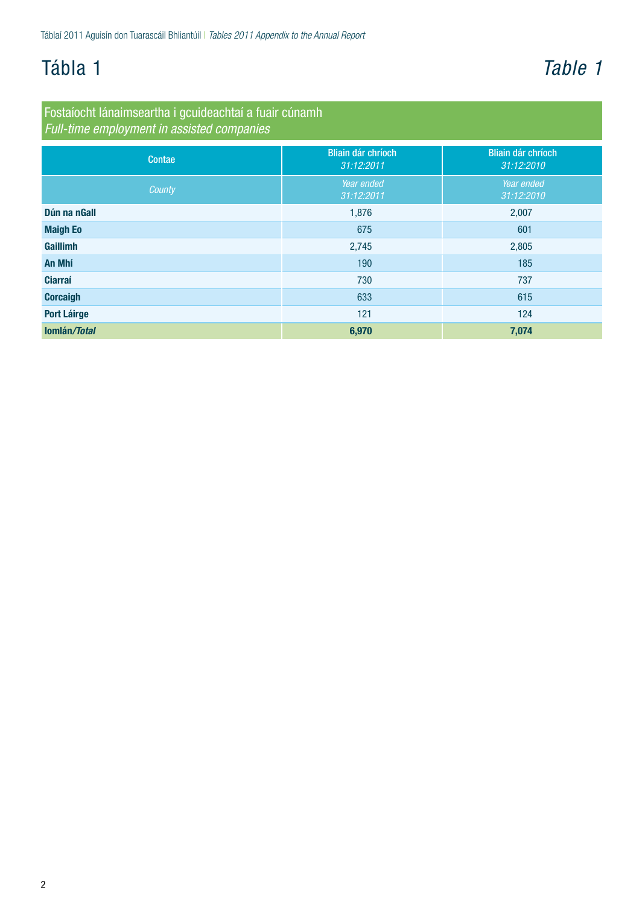# Tábla 1 *Table 1*

## Fostaíocht lánaimseartha i gcuideachtaí a fuair cúnamh
*Full-time employment in assisted companies*

| Contae | Bliain dár chríoch *31:12:2011* | Bliain dár chríoch *31:12:2010* |
|---|---|---|
| *County* | *Year ended 31:12:2011* | *Year ended 31:12:2010* |
| **Dún na nGall** | 1,876 | 2,007 |
| **Maigh Eo** | 675 | 601 |
| **Gaillimh** | 2,745 | 2,805 |
| **An Mhí** | 190 | 185 |
| **Ciarraí** | 730 | 737 |
| **Corcaigh** | 633 | 615 |
| **Port Láirge** | 121 | 124 |
| **Iomlán/*Total*** | **6,970** | **7,074** |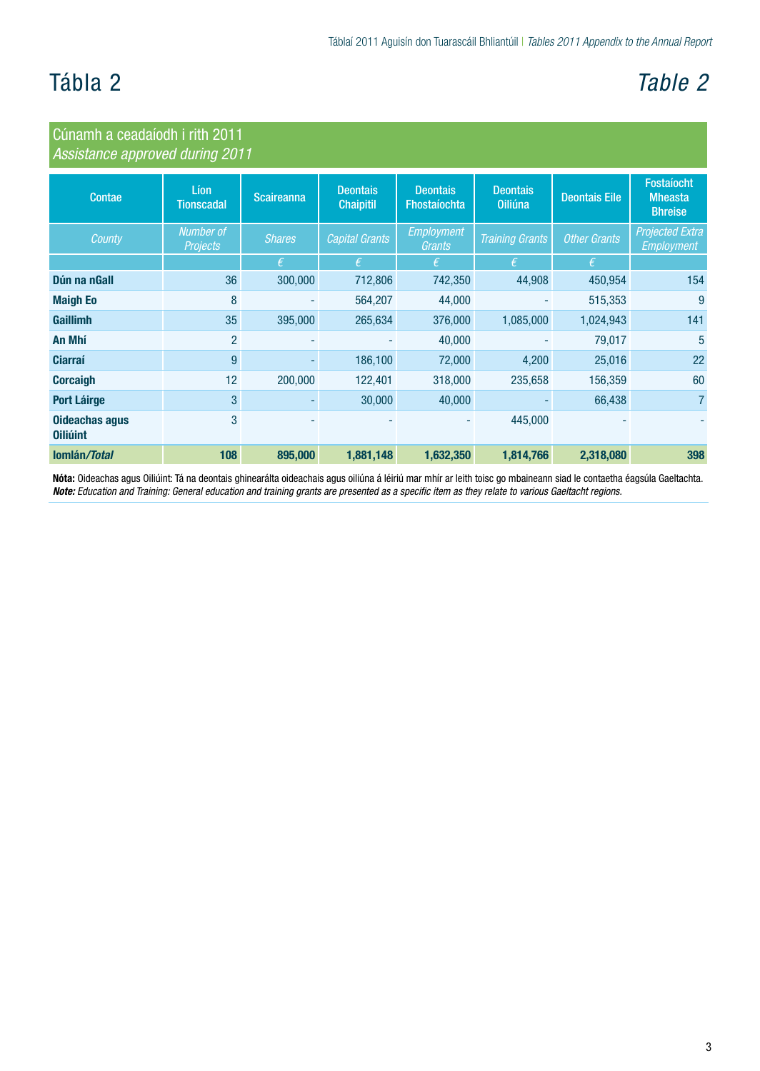# Tábla 2

# *Table 2*

## Cúnamh a ceadaíodh i rith 2011
## *Assistance approved during 2011*

| Contae | Líon Tionscadal | Scaireanna | Deontais Chaipitil | Deontais Fhostaíochta | Deontais Oiliúna | Deontais Eile | Fostaíocht Mheasta Bhreise |
|---|---|---|---|---|---|---|---|
| *County* | *Number of Projects* | *Shares* | *Capital Grants* | *Employment Grants* | *Training Grants* | *Other Grants* | *Projected Extra Employment* |
| | | € | € | € | € | € | |
| **Dún na nGall** | 36 | 300,000 | 712,806 | 742,350 | 44,908 | 450,954 | 154 |
| **Maigh Eo** | 8 | - | 564,207 | 44,000 | - | 515,353 | 9 |
| **Gaillimh** | 35 | 395,000 | 265,634 | 376,000 | 1,085,000 | 1,024,943 | 141 |
| **An Mhí** | 2 | - | - | 40,000 | - | 79,017 | 5 |
| **Ciarraí** | 9 | - | 186,100 | 72,000 | 4,200 | 25,016 | 22 |
| **Corcaigh** | 12 | 200,000 | 122,401 | 318,000 | 235,658 | 156,359 | 60 |
| **Port Láirge** | 3 | - | 30,000 | 40,000 | - | 66,438 | 7 |
| **Oideachas agus Oiliúint** | 3 | - | - | - | 445,000 | - | - |
| **Iomlán/*Total*** | **108** | **895,000** | **1,881,148** | **1,632,350** | **1,814,766** | **2,318,080** | **398** |

**Nóta:** Oideachas agus Oiliúint: Tá na deontais ghinearálta oideachais agus oiliúna á léiriú mar mhír ar leith toisc go mbaineann siad le contaetha éagsúla Gaeltachta.
***Note:*** *Education and Training: General education and training grants are presented as a specific item as they relate to various Gaeltacht regions.*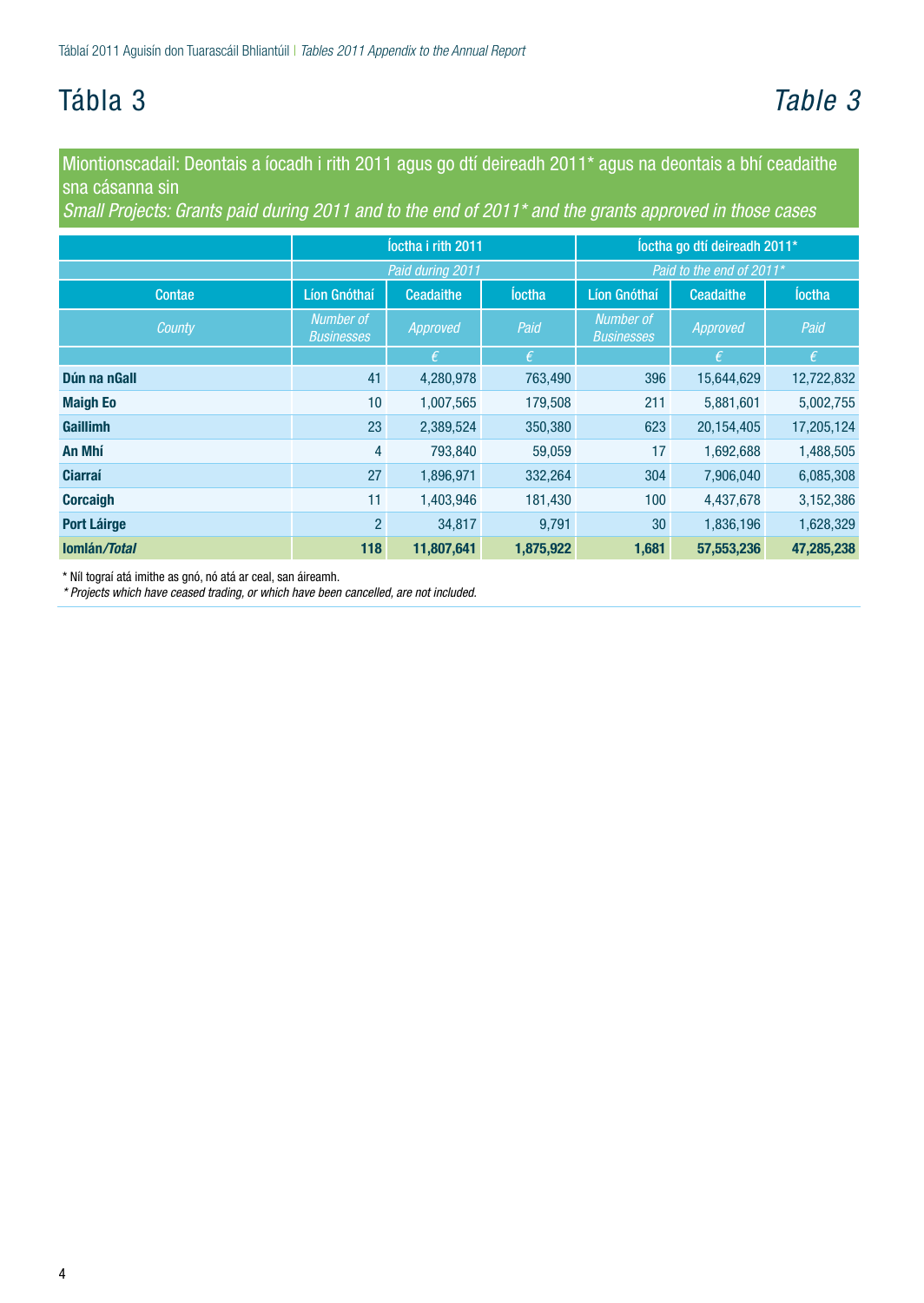# Tábla 3

# *Table 3*

Miontionscadail: Deontais a íocadh i rith 2011 agus go dtí deireadh 2011* agus na deontais a bhí ceadaithe sna cásanna sin

*Small Projects: Grants paid during 2011 and to the end of 2011* and the grants approved in those cases*

| | Íoctha i rith 2011 | | | Íoctha go dtí deireadh 2011* | | |
|---|---|---|---|---|---|---|
| | *Paid during 2011* | | | *Paid to the end of 2011** | | |
| Contae | Líon Gnóthaí | Ceadaithe | Íoctha | Líon Gnóthaí | Ceadaithe | Íoctha |
| *County* | *Number of Businesses* | *Approved* | *Paid* | *Number of Businesses* | *Approved* | *Paid* |
| | | *€* | *€* | | *€* | *€* |
| **Dún na nGall** | 41 | 4,280,978 | 763,490 | 396 | 15,644,629 | 12,722,832 |
| **Maigh Eo** | 10 | 1,007,565 | 179,508 | 211 | 5,881,601 | 5,002,755 |
| **Gaillimh** | 23 | 2,389,524 | 350,380 | 623 | 20,154,405 | 17,205,124 |
| **An Mhí** | 4 | 793,840 | 59,059 | 17 | 1,692,688 | 1,488,505 |
| **Ciarraí** | 27 | 1,896,971 | 332,264 | 304 | 7,906,040 | 6,085,308 |
| **Corcaigh** | 11 | 1,403,946 | 181,430 | 100 | 4,437,678 | 3,152,386 |
| **Port Láirge** | 2 | 34,817 | 9,791 | 30 | 1,836,196 | 1,628,329 |
| **Iomlán/*Total*** | **118** | **11,807,641** | **1,875,922** | **1,681** | **57,553,236** | **47,285,238** |

* Níl tograí atá imithe as gnó, nó atá ar ceal, san áireamh.

*\* Projects which have ceased trading, or which have been cancelled, are not included.*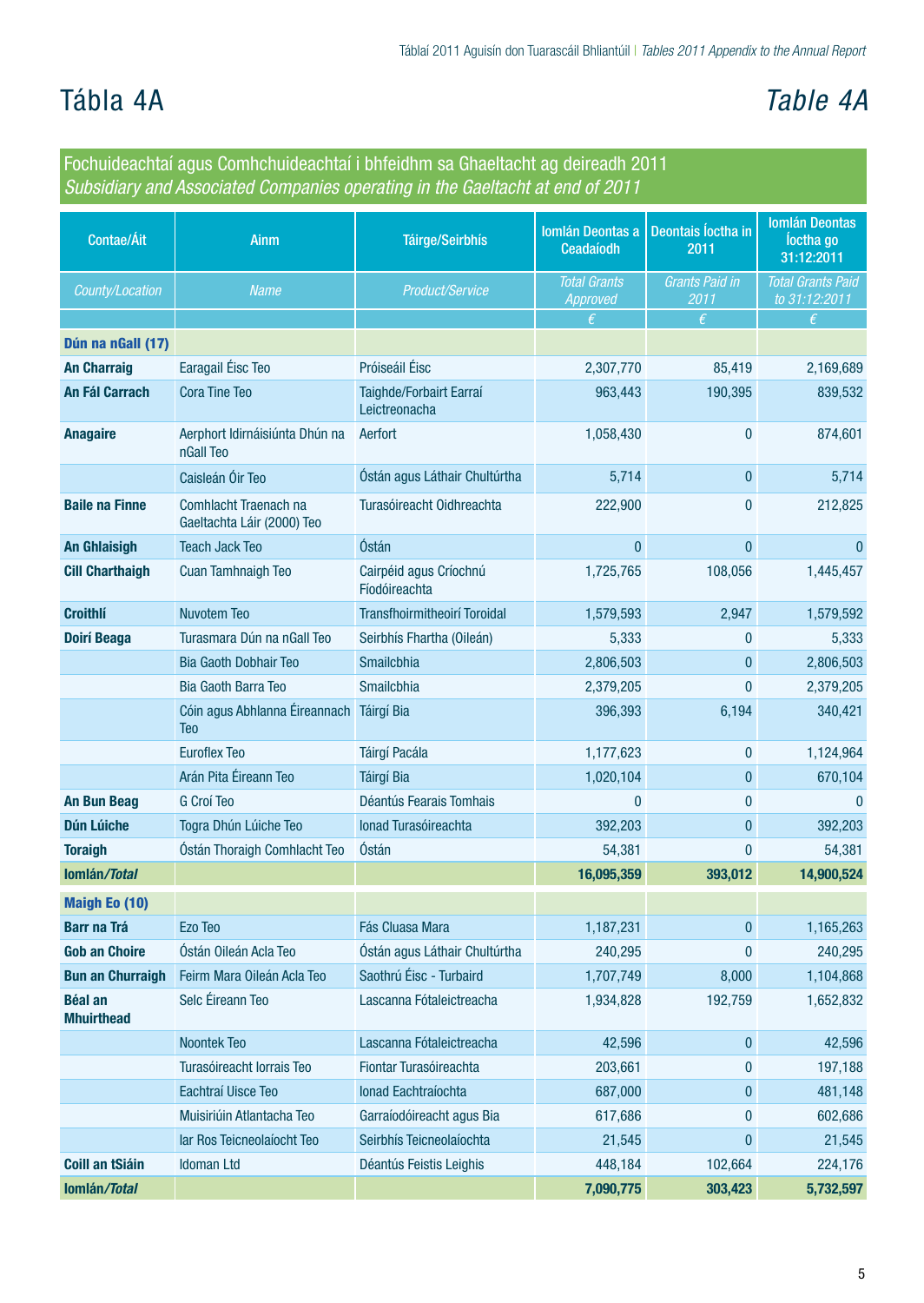# Tábla 4A

# *Table 4A*

## Fochuideachtaí agus Comhchuideachtaí i bhfeidhm sa Ghaeltacht ag deireadh 2011
## *Subsidiary and Associated Companies operating in the Gaeltacht at end of 2011*

| Contae/Áit | Ainm | Táirge/Seirbhís | Iomlán Deontas a Ceadaíodh | Deontais Íoctha in 2011 | Iomlán Deontas Íoctha go 31:12:2011 |
|---|---|---|---|---|---|
| *County/Location* | *Name* | *Product/Service* | *Total Grants Approved* | *Grants Paid in 2011* | *Total Grants Paid to 31:12:2011* |
| | | | € | € | € |
| **Dún na nGall (17)** | | | | | |
| **An Charraig** | Earagail Éisc Teo | Próiseáil Éisc | 2,307,770 | 85,419 | 2,169,689 |
| **An Fál Carrach** | Cora Tine Teo | Taighde/Forbairt Earraí Leictreonacha | 963,443 | 190,395 | 839,532 |
| **Anagaire** | Aerphort Idirnáisiúnta Dhún na nGall Teo | Aerfort | 1,058,430 | 0 | 874,601 |
| | Caisleán Óir Teo | Óstán agus Láthair Chultúrtha | 5,714 | 0 | 5,714 |
| **Baile na Finne** | Comhlacht Traenach na Gaeltachta Láir (2000) Teo | Turasóireacht Oidhreachta | 222,900 | 0 | 212,825 |
| **An Ghlaisigh** | Teach Jack Teo | Óstán | 0 | 0 | 0 |
| **Cill Charthaigh** | Cuan Tamhnaigh Teo | Cairpéid agus Críochnú Fíodóireachta | 1,725,765 | 108,056 | 1,445,457 |
| **Croithlí** | Nuvotem Teo | Transfhoirmitheoirí Toroidal | 1,579,593 | 2,947 | 1,579,592 |
| **Doirí Beaga** | Turasmara Dún na nGall Teo | Seirbhís Fhartha (Oileán) | 5,333 | 0 | 5,333 |
| | Bia Gaoth Dobhair Teo | Smailcbhia | 2,806,503 | 0 | 2,806,503 |
| | Bia Gaoth Barra Teo | Smailcbhia | 2,379,205 | 0 | 2,379,205 |
| | Cóin agus Abhlanna Éireannach Teo | Táirgí Bia | 396,393 | 6,194 | 340,421 |
| | Euroflex Teo | Táirgí Pacála | 1,177,623 | 0 | 1,124,964 |
| | Arán Pita Éireann Teo | Táirgí Bia | 1,020,104 | 0 | 670,104 |
| **An Bun Beag** | G Croí Teo | Déantús Fearais Tomhais | 0 | 0 | 0 |
| **Dún Lúiche** | Togra Dhún Lúiche Teo | Ionad Turasóireachta | 392,203 | 0 | 392,203 |
| **Toraigh** | Óstán Thoraigh Comhlacht Teo | Óstán | 54,381 | 0 | 54,381 |
| **Iomlán/*Total*** | | | **16,095,359** | **393,012** | **14,900,524** |
| **Maigh Eo (10)** | | | | | |
| **Barr na Trá** | Ezo Teo | Fás Cluasa Mara | 1,187,231 | 0 | 1,165,263 |
| **Gob an Choire** | Óstán Oileán Acla Teo | Óstán agus Láthair Chultúrtha | 240,295 | 0 | 240,295 |
| **Bun an Churraigh** | Feirm Mara Oileán Acla Teo | Saothrú Éisc - Turbaird | 1,707,749 | 8,000 | 1,104,868 |
| **Béal an Mhuirthead** | Selc Éireann Teo | Lascanna Fótaleictreacha | 1,934,828 | 192,759 | 1,652,832 |
| | Noontek Teo | Lascanna Fótaleictreacha | 42,596 | 0 | 42,596 |
| | Turasóireacht Iorrais Teo | Fiontar Turasóireachta | 203,661 | 0 | 197,188 |
| | Eachtraí Uisce Teo | Ionad Eachtraíochta | 687,000 | 0 | 481,148 |
| | Muisiriúin Atlantacha Teo | Garraíodóireacht agus Bia | 617,686 | 0 | 602,686 |
| | Iar Ros Teicneolaíocht Teo | Seirbhís Teicneolaíochta | 21,545 | 0 | 21,545 |
| **Coill an tSiáin** | Idoman Ltd | Déantús Feistis Leighis | 448,184 | 102,664 | 224,176 |
| **Iomlán/*Total*** | | | **7,090,775** | **303,423** | **5,732,597** |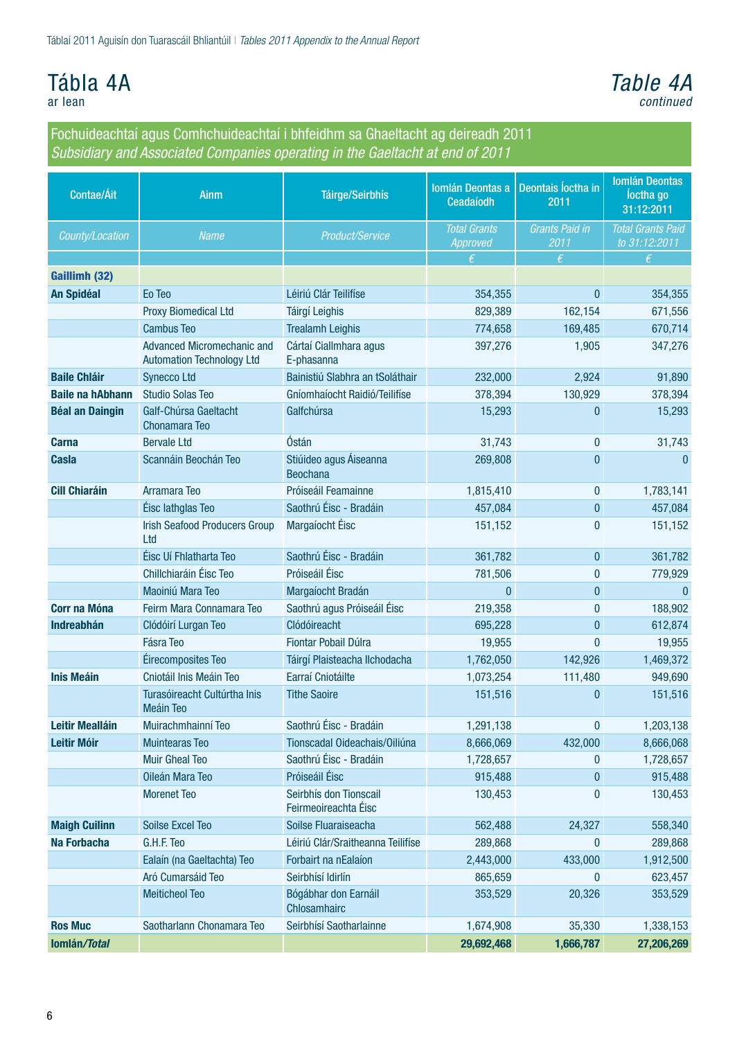# Tábla 4A
ar lean

# *Table 4A*
*continued*

## Fochuideachtaí agus Comhchuideachtaí i bhfeidhm sa Ghaeltacht ag deireadh 2011
*Subsidiary and Associated Companies operating in the Gaeltacht at end of 2011*

| Contae/Áit | Ainm | Táirge/Seirbhís | Iomlán Deontas a Ceadaíodh | Deontais Íoctha in 2011 | Iomlán Deontas Íoctha go 31:12:2011 |
|---|---|---|---|---|---|
| *County/Location* | *Name* | *Product/Service* | *Total Grants Approved* | *Grants Paid in 2011* | *Total Grants Paid to 31:12:2011* |
| | | | € | € | € |
| **Gaillimh (32)** | | | | | |
| **An Spidéal** | Eo Teo | Léiriú Clár Teilifíse | 354,355 | 0 | 354,355 |
| | Proxy Biomedical Ltd | Táirgí Leighis | 829,389 | 162,154 | 671,556 |
| | Cambus Teo | Trealamh Leighis | 774,658 | 169,485 | 670,714 |
| | Advanced Micromechanic and Automation Technology Ltd | Cártaí Ciallmhara agus E-phasanna | 397,276 | 1,905 | 347,276 |
| **Baile Chláir** | Synecco Ltd | Bainistiú Slabhra an tSoláthair | 232,000 | 2,924 | 91,890 |
| **Baile na hAbhann** | Studio Solas Teo | Gníomhaíocht Raidió/Teilifíse | 378,394 | 130,929 | 378,394 |
| **Béal an Daingin** | Galf-Chúrsa Gaeltacht Chonamara Teo | Galfchúrsa | 15,293 | 0 | 15,293 |
| **Carna** | Bervale Ltd | Óstán | 31,743 | 0 | 31,743 |
| **Casla** | Scannáin Beochán Teo | Stiúideo agus Áiseanna Beochana | 269,808 | 0 | 0 |
| **Cill Chiaráin** | Arramara Teo | Próiseáil Feamainne | 1,815,410 | 0 | 1,783,141 |
| | Éisc Iathglas Teo | Saothrú Éisc - Bradáin | 457,084 | 0 | 457,084 |
| | Irish Seafood Producers Group Ltd | Margaíocht Éisc | 151,152 | 0 | 151,152 |
| | Éisc Uí Fhlatharta Teo | Saothrú Éisc - Bradáin | 361,782 | 0 | 361,782 |
| | Chillchiaráin Éisc Teo | Próiseáil Éisc | 781,506 | 0 | 779,929 |
| | Maoiniú Mara Teo | Margaíocht Bradán | 0 | 0 | 0 |
| **Corr na Móna** | Feirm Mara Connamara Teo | Saothrú agus Próiseáil Éisc | 219,358 | 0 | 188,902 |
| **Indreabhán** | Clódóirí Lurgan Teo | Clódóireacht | 695,228 | 0 | 612,874 |
| | Fásra Teo | Fiontar Pobail Dúlra | 19,955 | 0 | 19,955 |
| | Éirecomposites Teo | Táirgí Plaisteacha Ilchodacha | 1,762,050 | 142,926 | 1,469,372 |
| **Inis Meáin** | Cniotáil Inis Meáin Teo | Earraí Cniotáilte | 1,073,254 | 111,480 | 949,690 |
| | Turasóireacht Cultúrtha Inis Meáin Teo | Tithe Saoire | 151,516 | 0 | 151,516 |
| **Leitir Mealláin** | Muirachmhainní Teo | Saothrú Éisc - Bradáin | 1,291,138 | 0 | 1,203,138 |
| **Leitir Móir** | Muintearas Teo | Tionscadal Oideachais/Oiliúna | 8,666,069 | 432,000 | 8,666,068 |
| | Muir Gheal Teo | Saothrú Éisc - Bradáin | 1,728,657 | 0 | 1,728,657 |
| | Oileán Mara Teo | Próiseáil Éisc | 915,488 | 0 | 915,488 |
| | Morenet Teo | Seirbhís don Tionscail Feirmeoireachta Éisc | 130,453 | 0 | 130,453 |
| **Maigh Cuilinn** | Soilse Excel Teo | Soilse Fluaraiseacha | 562,488 | 24,327 | 558,340 |
| **Na Forbacha** | G.H.F. Teo | Léiriú Clár/Sraitheanna Teilifíse | 289,868 | 0 | 289,868 |
| | Ealaín (na Gaeltachta) Teo | Forbairt na nEalaíon | 2,443,000 | 433,000 | 1,912,500 |
| | Aró Cumarsáid Teo | Seirbhísí Idirlín | 865,659 | 0 | 623,457 |
| | Meiticheol Teo | Bógábhar don Earnáil Chlosamhairc | 353,529 | 20,326 | 353,529 |
| **Ros Muc** | Saotharlann Chonamara Teo | Seirbhísí Saotharlainne | 1,674,908 | 35,330 | 1,338,153 |
| **Iomlán/*Total*** | | | **29,692,468** | **1,666,787** | **27,206,269** |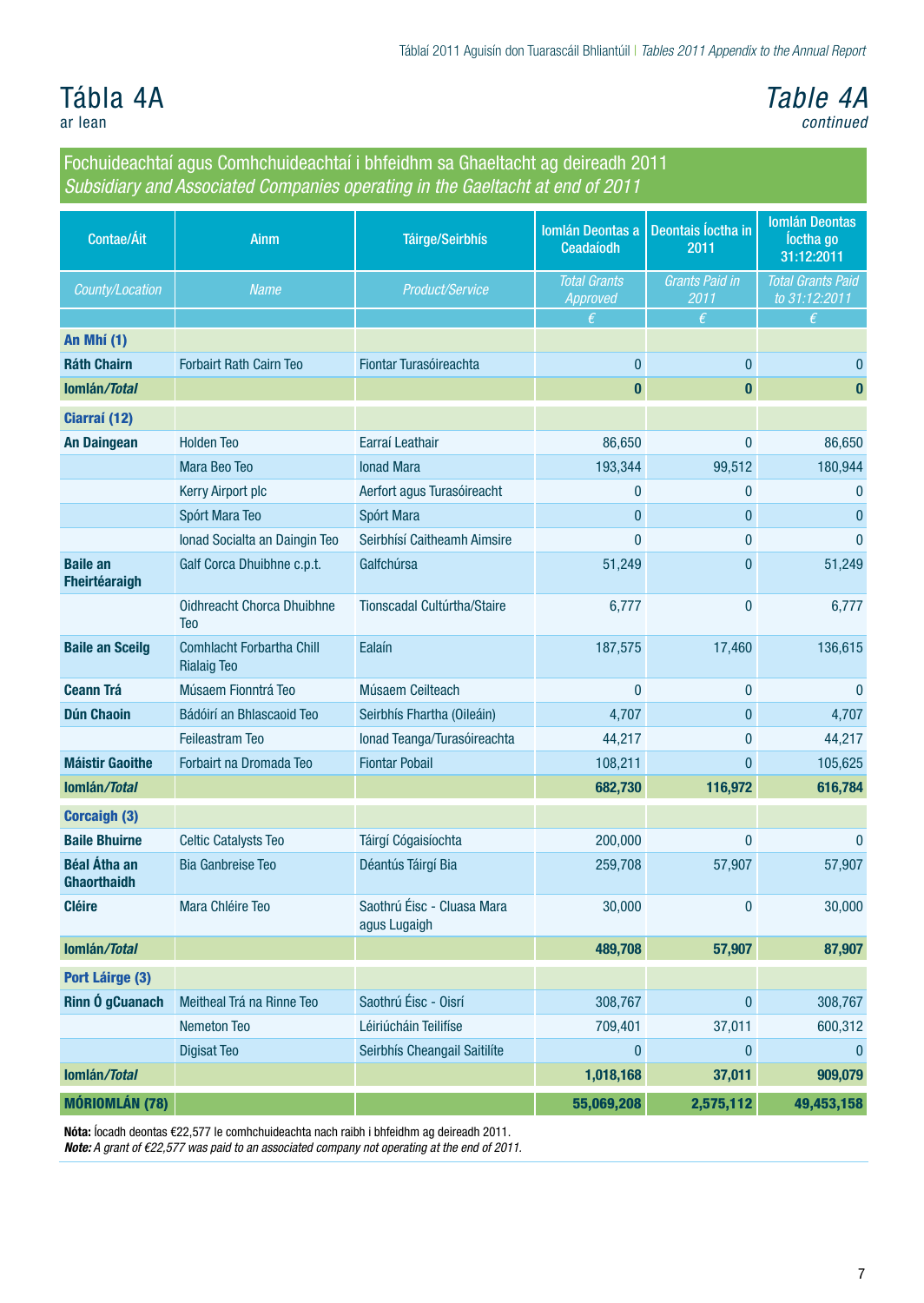# Tábla 4A
ar lean

# *Table 4A*
*continued*

## Fochuideachtaí agus Comhchuideachtaí i bhfeidhm sa Ghaeltacht ag deireadh 2011
### *Subsidiary and Associated Companies operating in the Gaeltacht at end of 2011*

| Contae/Áit | Ainm | Táirge/Seirbhís | Iomlán Deontas a Ceadaíodh | Deontais Íoctha in 2011 | Iomlán Deontas Íoctha go 31:12:2011 |
|---|---|---|---|---|---|
| *County/Location* | *Name* | *Product/Service* | *Total Grants Approved* | *Grants Paid in 2011* | *Total Grants Paid to 31:12:2011* |
| | | | € | € | € |
| **An Mhí (1)** | | | | | |
| **Ráth Chairn** | Forbairt Rath Cairn Teo | Fiontar Turasóireachta | 0 | 0 | 0 |
| **Iomlán/*Total*** | | | **0** | **0** | **0** |
| **Ciarraí (12)** | | | | | |
| **An Daingean** | Holden Teo | Earraí Leathair | 86,650 | 0 | 86,650 |
| | Mara Beo Teo | Ionad Mara | 193,344 | 99,512 | 180,944 |
| | Kerry Airport plc | Aerfort agus Turasóireacht | 0 | 0 | 0 |
| | Spórt Mara Teo | Spórt Mara | 0 | 0 | 0 |
| | Ionad Socialta an Daingin Teo | Seirbhísí Caitheamh Aimsire | 0 | 0 | 0 |
| **Baile an Fheirtéaraigh** | Galf Corca Dhuibhne c.p.t. | Galfchúrsa | 51,249 | 0 | 51,249 |
| | Oidhreacht Chorca Dhuibhne Teo | Tionscadal Cultúrtha/Staire | 6,777 | 0 | 6,777 |
| **Baile an Sceilg** | Comhlacht Forbartha Chill Rialaig Teo | Ealaín | 187,575 | 17,460 | 136,615 |
| **Ceann Trá** | Músaem Fionntrá Teo | Músaem Ceilteach | 0 | 0 | 0 |
| **Dún Chaoin** | Bádóirí an Bhlascaoid Teo | Seirbhís Fhartha (Oileáin) | 4,707 | 0 | 4,707 |
| | Feileastram Teo | Ionad Teanga/Turasóireachta | 44,217 | 0 | 44,217 |
| **Máistir Gaoithe** | Forbairt na Dromada Teo | Fiontar Pobail | 108,211 | 0 | 105,625 |
| **Iomlán/*Total*** | | | **682,730** | **116,972** | **616,784** |
| **Corcaigh (3)** | | | | | |
| **Baile Bhuirne** | Celtic Catalysts Teo | Táirgí Cógaisíochta | 200,000 | 0 | 0 |
| **Béal Átha an Ghaorthaidh** | Bia Ganbreise Teo | Déantús Táirgí Bia | 259,708 | 57,907 | 57,907 |
| **Cléire** | Mara Chléire Teo | Saothrú Éisc - Cluasa Mara agus Lugaigh | 30,000 | 0 | 30,000 |
| **Iomlán/*Total*** | | | **489,708** | **57,907** | **87,907** |
| **Port Láirge (3)** | | | | | |
| **Rinn Ó gCuanach** | Meitheal Trá na Rinne Teo | Saothrú Éisc - Oisrí | 308,767 | 0 | 308,767 |
| | Nemeton Teo | Léiriúcháin Teilifíse | 709,401 | 37,011 | 600,312 |
| | Digisat Teo | Seirbhís Cheangail Saitilíte | 0 | 0 | 0 |
| **Iomlán/*Total*** | | | **1,018,168** | **37,011** | **909,079** |
| **MÓRIOMLÁN (78)** | | | **55,069,208** | **2,575,112** | **49,453,158** |

**Nóta:** Íocadh deontas €22,577 le comhchuideachta nach raibh i bhfeidhm ag deireadh 2011.
***Note:*** *A grant of €22,577 was paid to an associated company not operating at the end of 2011.*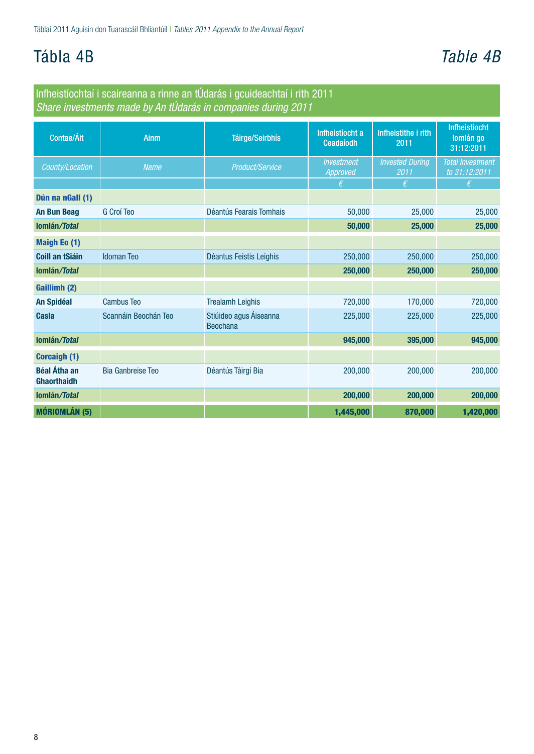# Tábla 4B

# *Table 4B*

## Infheistíochtaí i scaireanna a rinne an tÚdarás i gcuideachtaí i rith 2011
## *Share investments made by An tÚdarás in companies during 2011*

| Contae/Áit | Ainm | Táirge/Seirbhís | Infheistíocht a Ceadaíodh | Infheistithe i rith 2011 | Infheistíocht Iomlán go 31:12:2011 |
|---|---|---|---|---|---|
| *County/Location* | *Name* | *Product/Service* | *Investment Approved* | *Invested During 2011* | *Total Investment to 31:12:2011* |
| | | | € | € | € |
| **Dún na nGall (1)** | | | | | |
| **An Bun Beag** | G Croí Teo | Déantús Fearais Tomhais | 50,000 | 25,000 | 25,000 |
| **Iomlán/*Total*** | | | **50,000** | **25,000** | **25,000** |
| **Maigh Eo (1)** | | | | | |
| **Coill an tSiáin** | Idoman Teo | Déantus Feistis Leighis | 250,000 | 250,000 | 250,000 |
| **Iomlán/*Total*** | | | **250,000** | **250,000** | **250,000** |
| **Gaillimh (2)** | | | | | |
| **An Spidéal** | Cambus Teo | Trealamh Leighis | 720,000 | 170,000 | 720,000 |
| **Casla** | Scannáin Beochán Teo | Stiúideo agus Áiseanna Beochana | 225,000 | 225,000 | 225,000 |
| **Iomlán/*Total*** | | | **945,000** | **395,000** | **945,000** |
| **Corcaigh (1)** | | | | | |
| **Béal Átha an Ghaorthaidh** | Bia Ganbreise Teo | Déantús Táirgí Bia | 200,000 | 200,000 | 200,000 |
| **Iomlán/*Total*** | | | **200,000** | **200,000** | **200,000** |
| **MÓRIOMLÁN (5)** | | | **1,445,000** | **870,000** | **1,420,000** |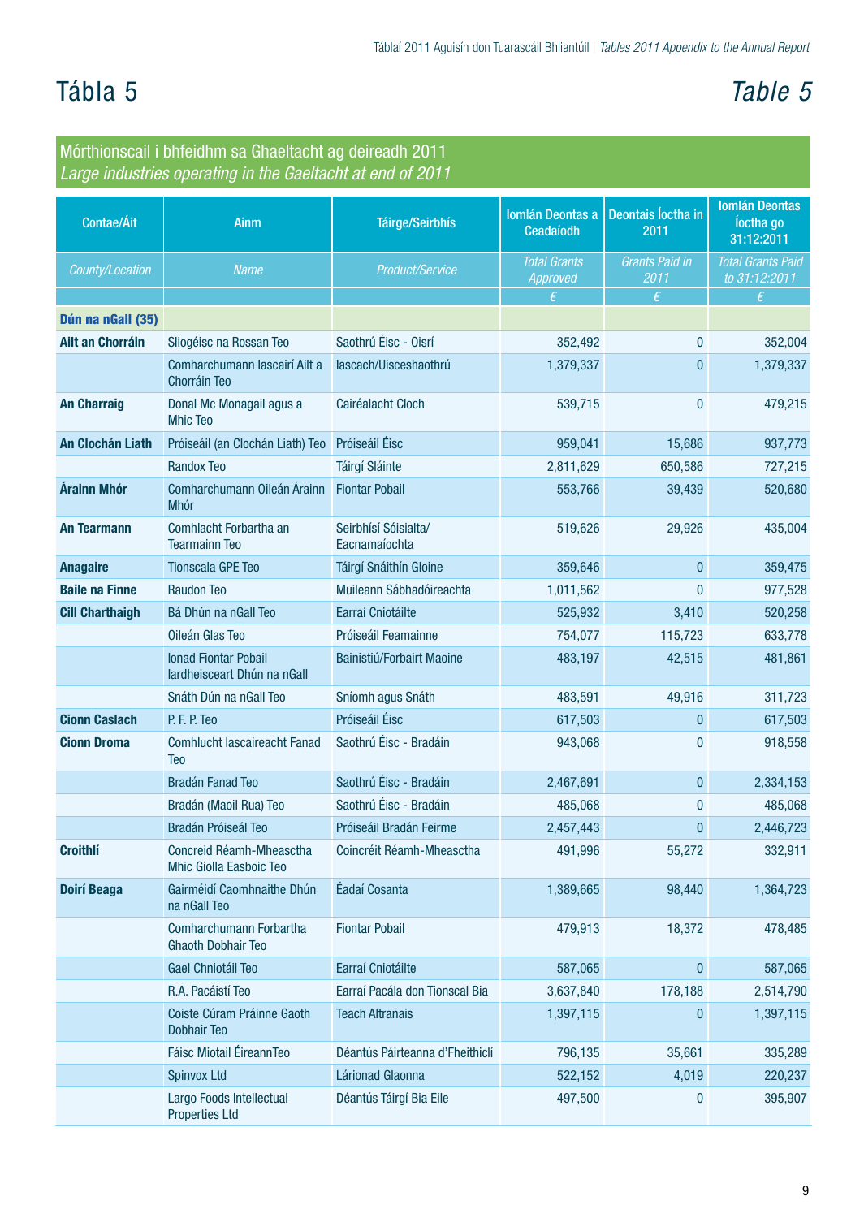# Tábla 5

# *Table 5*

## Mórthionscail i bhfeidhm sa Ghaeltacht ag deireadh 2011
### *Large industries operating in the Gaeltacht at end of 2011*

| Contae/Áit | Ainm | Táirge/Seirbhís | Iomlán Deontas a Ceadaíodh | Deontais Íoctha in 2011 | Iomlán Deontas Íoctha go 31:12:2011 |
|---|---|---|---|---|---|
| *County/Location* | *Name* | *Product/Service* | *Total Grants Approved* | *Grants Paid in 2011* | *Total Grants Paid to 31:12:2011* |
| | | | € | € | € |
| **Dún na nGall (35)** | | | | | |
| **Ailt an Chorráin** | Sliogéisc na Rossan Teo | Saothrú Éisc - Oisrí | 352,492 | 0 | 352,004 |
| | Comharchumann Iascairí Ailt a Chorráin Teo | Iascach/Uisceshaothrú | 1,379,337 | 0 | 1,379,337 |
| **An Charraig** | Donal Mc Monagail agus a Mhic Teo | Cairéalacht Cloch | 539,715 | 0 | 479,215 |
| **An Clochán Liath** | Próiseáil (an Clochán Liath) Teo | Próiseáil Éisc | 959,041 | 15,686 | 937,773 |
| | Randox Teo | Táirgí Sláinte | 2,811,629 | 650,586 | 727,215 |
| **Árainn Mhór** | Comharchumann Oileán Árainn Mhór | Fiontar Pobail | 553,766 | 39,439 | 520,680 |
| **An Tearmann** | Comhlacht Forbartha an Tearmainn Teo | Seirbhísí Sóisialta/ Eacnamaíochta | 519,626 | 29,926 | 435,004 |
| **Anagaire** | Tionscala GPE Teo | Táirgí Snáithín Gloine | 359,646 | 0 | 359,475 |
| **Baile na Finne** | Raudon Teo | Muileann Sábhadóireachta | 1,011,562 | 0 | 977,528 |
| **Cill Charthaigh** | Bá Dhún na nGall Teo | Earraí Cniotáilte | 525,932 | 3,410 | 520,258 |
| | Oileán Glas Teo | Próiseáil Feamainne | 754,077 | 115,723 | 633,778 |
| | Ionad Fiontar Pobail Iardheisceart Dhún na nGall | Bainistiú/Forbairt Maoine | 483,197 | 42,515 | 481,861 |
| | Snáth Dún na nGall Teo | Sníomh agus Snáth | 483,591 | 49,916 | 311,723 |
| **Cionn Caslach** | P. F. P. Teo | Próiseáil Éisc | 617,503 | 0 | 617,503 |
| **Cionn Droma** | Comhlucht Iascaireacht Fanad Teo | Saothrú Éisc - Bradáin | 943,068 | 0 | 918,558 |
| | Bradán Fanad Teo | Saothrú Éisc - Bradáin | 2,467,691 | 0 | 2,334,153 |
| | Bradán (Maoil Rua) Teo | Saothrú Éisc - Bradáin | 485,068 | 0 | 485,068 |
| | Bradán Próiseál Teo | Próiseáil Bradán Feirme | 2,457,443 | 0 | 2,446,723 |
| **Croithlí** | Concreid Réamh-Mheasctha Mhic Giolla Easboic Teo | Coincréit Réamh-Mheasctha | 491,996 | 55,272 | 332,911 |
| **Doirí Beaga** | Gairméidí Caomhnaithe Dhún na nGall Teo | Éadaí Cosanta | 1,389,665 | 98,440 | 1,364,723 |
| | Comharchumann Forbartha Ghaoth Dobhair Teo | Fiontar Pobail | 479,913 | 18,372 | 478,485 |
| | Gael Chniotáil Teo | Earraí Cniotáilte | 587,065 | 0 | 587,065 |
| | R.A. Pacáistí Teo | Earraí Pacála don Tionscal Bia | 3,637,840 | 178,188 | 2,514,790 |
| | Coiste Cúram Práinne Gaoth Dobhair Teo | Teach Altranais | 1,397,115 | 0 | 1,397,115 |
| | Fáisc Miotail ÉireannTeo | Déantús Páirteanna d'Fheithiclí | 796,135 | 35,661 | 335,289 |
| | Spinvox Ltd | Lárionad Glaonna | 522,152 | 4,019 | 220,237 |
| | Largo Foods Intellectual Properties Ltd | Déantús Táirgí Bia Eile | 497,500 | 0 | 395,907 |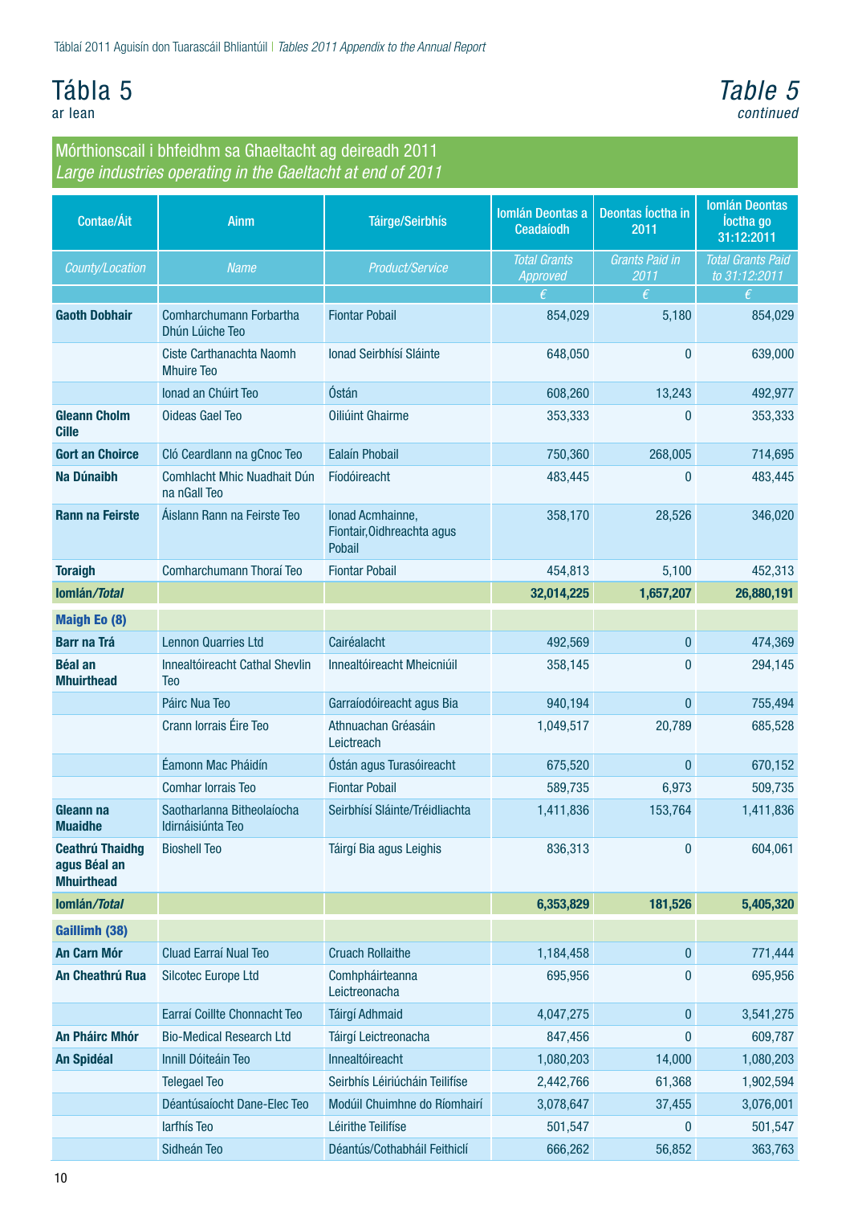# Tábla 5
ar lean

# *Table 5*
*continued*

## Mórthionscail i bhfeidhm sa Ghaeltacht ag deireadh 2011
*Large industries operating in the Gaeltacht at end of 2011*

| Contae/Áit | Ainm | Táirge/Seirbhís | Iomlán Deontas a Ceadaíodh | Deontas Íoctha in 2011 | Iomlán Deontas Íoctha go 31:12:2011 |
|---|---|---|---|---|---|
| *County/Location* | *Name* | *Product/Service* | *Total Grants Approved* | *Grants Paid in 2011* | *Total Grants Paid to 31:12:2011* |
| | | | € | € | € |
| **Gaoth Dobhair** | Comharchumann Forbartha Dhún Lúiche Teo | Fiontar Pobail | 854,029 | 5,180 | 854,029 |
| | Ciste Carthanachta Naomh Mhuire Teo | Ionad Seirbhísí Sláinte | 648,050 | 0 | 639,000 |
| | Ionad an Chúirt Teo | Óstán | 608,260 | 13,243 | 492,977 |
| **Gleann Cholm Cille** | Oideas Gael Teo | Oiliúint Ghairme | 353,333 | 0 | 353,333 |
| **Gort an Choirce** | Cló Ceardlann na gCnoc Teo | Ealaín Phobail | 750,360 | 268,005 | 714,695 |
| **Na Dúnaibh** | Comhlacht Mhic Nuadhait Dún na nGall Teo | Fíodóireacht | 483,445 | 0 | 483,445 |
| **Rann na Feirste** | Áislann Rann na Feirste Teo | Ionad Acmhainne, Fiontair,Oidhreachta agus Pobail | 358,170 | 28,526 | 346,020 |
| **Toraigh** | Comharchumann Thoraí Teo | Fiontar Pobail | 454,813 | 5,100 | 452,313 |
| **Iomlán/*Total*** | | | **32,014,225** | **1,657,207** | **26,880,191** |
| **Maigh Eo (8)** | | | | | |
| **Barr na Trá** | Lennon Quarries Ltd | Cairéalacht | 492,569 | 0 | 474,369 |
| **Béal an Mhuirthead** | Innealtóireacht Cathal Shevlin Teo | Innealtóireacht Mheicniúil | 358,145 | 0 | 294,145 |
| | Páirc Nua Teo | Garraíodóireacht agus Bia | 940,194 | 0 | 755,494 |
| | Crann Iorrais Éire Teo | Athnuachan Gréasáin Leictreach | 1,049,517 | 20,789 | 685,528 |
| | Éamonn Mac Pháidín | Óstán agus Turasóireacht | 675,520 | 0 | 670,152 |
| | Comhar Iorrais Teo | Fiontar Pobail | 589,735 | 6,973 | 509,735 |
| **Gleann na Muaidhe** | Saotharlanna Bitheolaíocha Idirnáisiúnta Teo | Seirbhísí Sláinte/Tréidliachta | 1,411,836 | 153,764 | 1,411,836 |
| **Ceathrú Thaidhg agus Béal an Mhuirthead** | Bioshell Teo | Táirgí Bia agus Leighis | 836,313 | 0 | 604,061 |
| **Iomlán/*Total*** | | | **6,353,829** | **181,526** | **5,405,320** |
| **Gaillimh (38)** | | | | | |
| **An Carn Mór** | Cluad Earraí Nual Teo | Cruach Rollaithe | 1,184,458 | 0 | 771,444 |
| **An Cheathrú Rua** | Silcotec Europe Ltd | Comhpháirteanna Leictreonacha | 695,956 | 0 | 695,956 |
| | Earraí Coillte Chonnacht Teo | Táirgí Adhmaid | 4,047,275 | 0 | 3,541,275 |
| **An Pháirc Mhór** | Bio-Medical Research Ltd | Táirgí Leictreonacha | 847,456 | 0 | 609,787 |
| **An Spidéal** | Innill Dóiteáin Teo | Innealtóireacht | 1,080,203 | 14,000 | 1,080,203 |
| | Telegael Teo | Seirbhís Léiriúcháin Teilifíse | 2,442,766 | 61,368 | 1,902,594 |
| | Déantúsaíocht Dane-Elec Teo | Modúil Chuimhne do Ríomhairí | 3,078,647 | 37,455 | 3,076,001 |
| | Iarfhís Teo | Léirithe Teilifíse | 501,547 | 0 | 501,547 |
| | Sidheán Teo | Déantús/Cothabháil Feithiclí | 666,262 | 56,852 | 363,763 |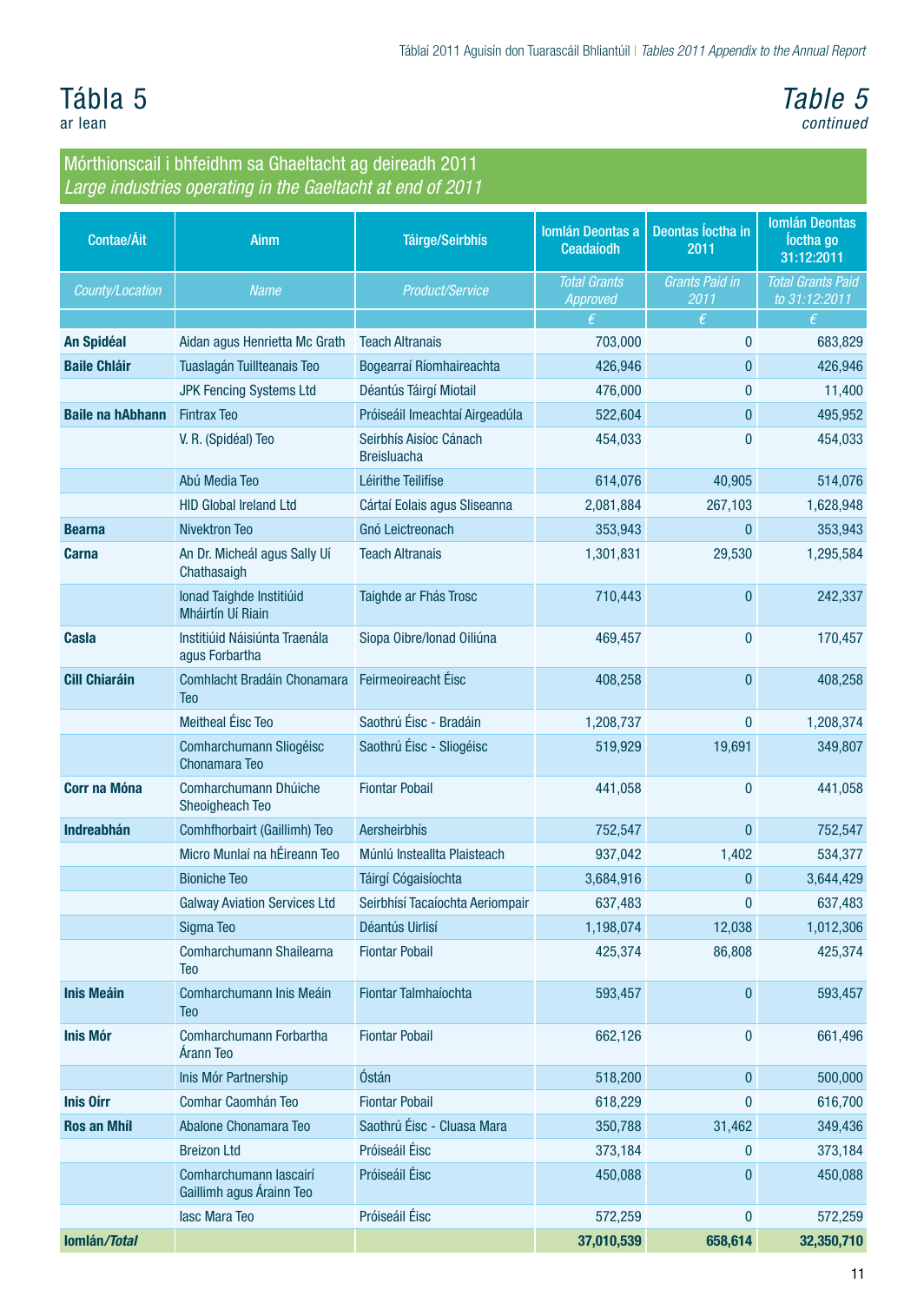# Tábla 5
ar lean

# *Table 5*
*continued*

## Mórthionscail i bhfeidhm sa Ghaeltacht ag deireadh 2011
## *Large industries operating in the Gaeltacht at end of 2011*

| Contae/Áit | Ainm | Táirge/Seirbhís | Iomlán Deontas a Ceadaíodh | Deontas Íoctha in 2011 | Iomlán Deontas Íoctha go 31:12:2011 |
|---|---|---|---|---|---|
| *County/Location* | *Name* | *Product/Service* | *Total Grants Approved* | *Grants Paid in 2011* | *Total Grants Paid to 31:12:2011* |
| | | | € | € | € |
| **An Spidéal** | Aidan agus Henrietta Mc Grath | Teach Altranais | 703,000 | 0 | 683,829 |
| **Baile Chláir** | Tuaslagán Tuillteanais Teo | Bogearraí Ríomhaireachta | 426,946 | 0 | 426,946 |
| | JPK Fencing Systems Ltd | Déantús Táirgí Miotail | 476,000 | 0 | 11,400 |
| **Baile na hAbhann** | Fintrax Teo | Próiseáil Imeachtaí Airgeadúla | 522,604 | 0 | 495,952 |
| | V. R. (Spidéal) Teo | Seirbhís Aisíoc Cánach Breisluacha | 454,033 | 0 | 454,033 |
| | Abú Media Teo | Léirithe Teilifíse | 614,076 | 40,905 | 514,076 |
| | HID Global Ireland Ltd | Cártaí Eolais agus Sliseanna | 2,081,884 | 267,103 | 1,628,948 |
| **Bearna** | Nivektron Teo | Gnó Leictreonach | 353,943 | 0 | 353,943 |
| **Carna** | An Dr. Micheál agus Sally Uí Chathasaigh | Teach Altranais | 1,301,831 | 29,530 | 1,295,584 |
| | Ionad Taighde Institiúid Mháirtín Uí Riain | Taighde ar Fhás Trosc | 710,443 | 0 | 242,337 |
| **Casla** | Institiúid Náisiúnta Traenála agus Forbartha | Siopa Oibre/Ionad Oiliúna | 469,457 | 0 | 170,457 |
| **Cill Chiaráin** | Comhlacht Bradáin Chonamara Teo | Feirmeoireacht Éisc | 408,258 | 0 | 408,258 |
| | Meitheal Éisc Teo | Saothrú Éisc - Bradáin | 1,208,737 | 0 | 1,208,374 |
| | Comharchumann Sliogéisc Chonamara Teo | Saothrú Éisc - Sliogéisc | 519,929 | 19,691 | 349,807 |
| **Corr na Móna** | Comharchumann Dhúiche Sheoigheach Teo | Fiontar Pobail | 441,058 | 0 | 441,058 |
| **Indreabhán** | Comhfhorbairt (Gaillimh) Teo | Aersheirbhís | 752,547 | 0 | 752,547 |
| | Micro Munlaí na hÉireann Teo | Múnlú Instealltа Plaisteach | 937,042 | 1,402 | 534,377 |
| | Bioniche Teo | Táirgí Cógaisíochta | 3,684,916 | 0 | 3,644,429 |
| | Galway Aviation Services Ltd | Seirbhísí Tacaíochta Aeriompair | 637,483 | 0 | 637,483 |
| | Sigma Teo | Déantús Uirlisí | 1,198,074 | 12,038 | 1,012,306 |
| | Comharchumann Shailearna Teo | Fiontar Pobail | 425,374 | 86,808 | 425,374 |
| **Inis Meáin** | Comharchumann Inis Meáin Teo | Fiontar Talmhaíochta | 593,457 | 0 | 593,457 |
| **Inis Mór** | Comharchumann Forbartha Árann Teo | Fiontar Pobail | 662,126 | 0 | 661,496 |
| | Inis Mór Partnership | Óstán | 518,200 | 0 | 500,000 |
| **Inis Oírr** | Comhar Caomhán Teo | Fiontar Pobail | 618,229 | 0 | 616,700 |
| **Ros an Mhíl** | Abalone Chonamara Teo | Saothrú Éisc - Cluasa Mara | 350,788 | 31,462 | 349,436 |
| | Breizon Ltd | Próiseáil Éisc | 373,184 | 0 | 373,184 |
| | Comharchumann Iascairí Gaillimh agus Árainn Teo | Próiseáil Éisc | 450,088 | 0 | 450,088 |
| | Iasc Mara Teo | Próiseáil Éisc | 572,259 | 0 | 572,259 |
| **Iomlán/*Total*** | | | **37,010,539** | **658,614** | **32,350,710** |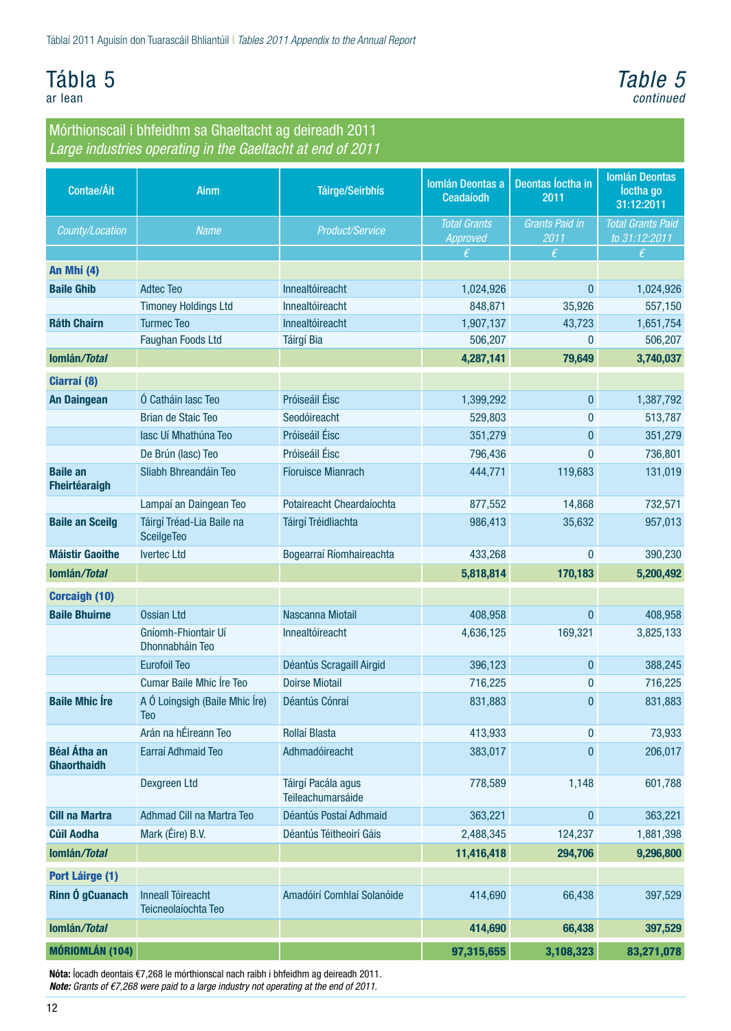# Tábla 5
ar lean

# *Table 5*
*continued*

## Mórthionscail i bhfeidhm sa Ghaeltacht ag deireadh 2011
### *Large industries operating in the Gaeltacht at end of 2011*

| Contae/Áit | Ainm | Táirge/Seirbhís | Iomlán Deontas a Ceadaíodh | Deontas Íoctha in 2011 | Iomlán Deontas Íoctha go 31:12:2011 |
|---|---|---|---|---|---|
| *County/Location* | *Name* | *Product/Service* | *Total Grants Approved* | *Grants Paid in 2011* | *Total Grants Paid to 31:12:2011* |
| | | | *€* | *€* | *€* |
| **An Mhí (4)** | | | | | |
| **Baile Ghib** | Adtec Teo | Innealtóireacht | 1,024,926 | 0 | 1,024,926 |
| | Timoney Holdings Ltd | Innealtóireacht | 848,871 | 35,926 | 557,150 |
| **Ráth Chairn** | Turmec Teo | Innealtóireacht | 1,907,137 | 43,723 | 1,651,754 |
| | Faughan Foods Ltd | Táirgí Bia | 506,207 | 0 | 506,207 |
| **Iomlán/*Total*** | | | **4,287,141** | **79,649** | **3,740,037** |
| **Ciarraí (8)** | | | | | |
| **An Daingean** | Ó Catháin Iasc Teo | Próiseáil Éisc | 1,399,292 | 0 | 1,387,792 |
| | Brian de Staic Teo | Seodóireacht | 529,803 | 0 | 513,787 |
| | Iasc Uí Mhathúna Teo | Próiseáil Éisc | 351,279 | 0 | 351,279 |
| | De Brún (Iasc) Teo | Próiseáil Éisc | 796,436 | 0 | 736,801 |
| **Baile an Fheirtéaraigh** | Sliabh Bhreandáin Teo | Fíoruisce Mianrach | 444,771 | 119,683 | 131,019 |
| | Lampaí an Daingean Teo | Potaireacht Cheardaíochta | 877,552 | 14,868 | 732,571 |
| **Baile an Sceilg** | Táirgí Tréad-Lia Baile na SceilgeTeo | Táirgí Tréidliachta | 986,413 | 35,632 | 957,013 |
| **Máistir Gaoithe** | Ivertec Ltd | Bogearraí Ríomhaireachta | 433,268 | 0 | 390,230 |
| **Iomlán/*Total*** | | | **5,818,814** | **170,183** | **5,200,492** |
| **Corcaigh (10)** | | | | | |
| **Baile Bhuirne** | Ossian Ltd | Nascanna Miotail | 408,958 | 0 | 408,958 |
| | Gníomh-Fhiontair Uí Dhonnabháin Teo | Innealtóireacht | 4,636,125 | 169,321 | 3,825,133 |
| | Eurofoil Teo | Déantús Scragaill Airgid | 396,123 | 0 | 388,245 |
| | Cumar Baile Mhic Íre Teo | Doirse Miotail | 716,225 | 0 | 716,225 |
| **Baile Mhic Íre** | A Ó Loingsigh (Baile Mhic Íre) Teo | Déantús Cónraí | 831,883 | 0 | 831,883 |
| | Arán na hÉireann Teo | Rollaí Blasta | 413,933 | 0 | 73,933 |
| **Béal Átha an Ghaorthaidh** | Earraí Adhmaid Teo | Adhmadóireacht | 383,017 | 0 | 206,017 |
| | Dexgreen Ltd | Táirgí Pacála agus Teileachumarsáide | 778,589 | 1,148 | 601,788 |
| **Cill na Martra** | Adhmad Cill na Martra Teo | Déantús Postaí Adhmaid | 363,221 | 0 | 363,221 |
| **Cúil Aodha** | Mark (Éire) B.V. | Déantús Téitheoirí Gáis | 2,488,345 | 124,237 | 1,881,398 |
| **Iomlán/*Total*** | | | **11,416,418** | **294,706** | **9,296,800** |
| **Port Láirge (1)** | | | | | |
| **Rinn Ó gCuanach** | Inneall Tóireacht Teicneolaíochta Teo | Amadóirí Comhlaí Solanóide | 414,690 | 66,438 | 397,529 |
| **Iomlán/*Total*** | | | **414,690** | **66,438** | **397,529** |
| **MÓRIOMLÁN (104)** | | | **97,315,655** | **3,108,323** | **83,271,078** |

**Nóta:** Íocadh deontais €7,268 le mórthionscal nach raibh i bhfeidhm ag deireadh 2011.
***Note:*** *Grants of €7,268 were paid to a large industry not operating at the end of 2011.*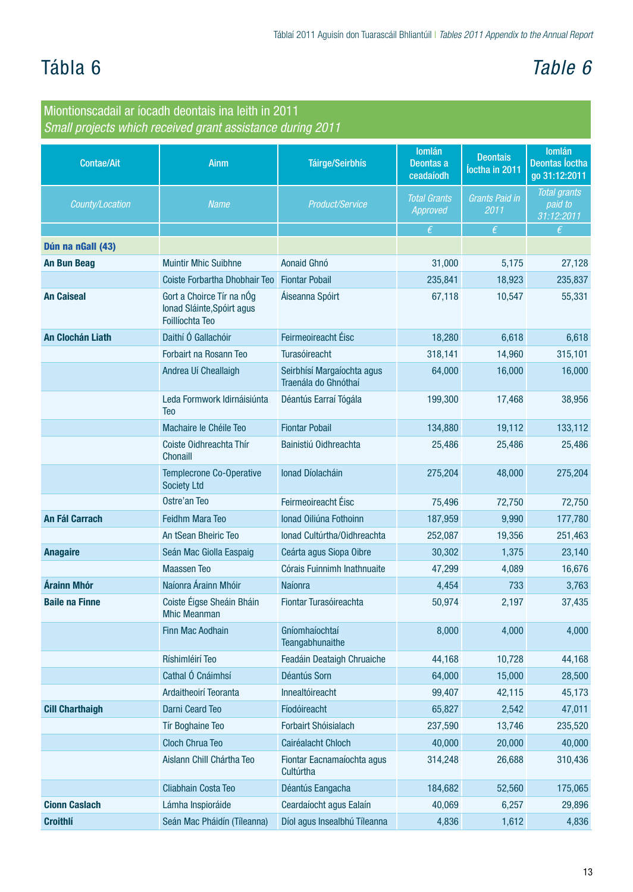# Tábla 6 — *Table 6*

## Miontionscadail ar íocadh deontais ina leith in 2011
*Small projects which received grant assistance during 2011*

| Contae/Ait | Ainm | Táirge/Seirbhís | Iomlán Deontas a ceadaíodh | Deontais Íoctha in 2011 | Iomlán Deontas Íoctha go 31:12:2011 |
|---|---|---|---|---|---|
| *County/Location* | *Name* | *Product/Service* | *Total Grants Approved* | *Grants Paid in 2011* | *Total grants paid to 31:12:2011* |
| | | | *€* | *€* | *€* |
| **Dún na nGall (43)** | | | | | |
| **An Bun Beag** | Muintir Mhic Suibhne | Aonaid Ghnó | 31,000 | 5,175 | 27,128 |
| | Coiste Forbartha Dhobhair Teo | Fiontar Pobail | 235,841 | 18,923 | 235,837 |
| **An Caiseal** | Gort a Choirce Tír na nÓg Ionad Sláinte,Spóirt agus Foillíochta Teo | Áiseanna Spóirt | 67,118 | 10,547 | 55,331 |
| **An Clochán Liath** | Daithí Ó Gallachóir | Feirmeoireacht Éisc | 18,280 | 6,618 | 6,618 |
| | Forbairt na Rosann Teo | Turasóireacht | 318,141 | 14,960 | 315,101 |
| | Andrea Uí Cheallaigh | Seirbhísí Margaíochta agus Traenála do Ghnóthaí | 64,000 | 16,000 | 16,000 |
| | Leda Formwork Idirnáisiúnta Teo | Déantús Earraí Tógála | 199,300 | 17,468 | 38,956 |
| | Machaire le Chéile Teo | Fiontar Pobail | 134,880 | 19,112 | 133,112 |
| | Coiste Oidhreachta Thír Chonaill | Bainistiú Oidhreachta | 25,486 | 25,486 | 25,486 |
| | Templecrone Co-Operative Society Ltd | Ionad Díolacháin | 275,204 | 48,000 | 275,204 |
| | Ostre'an Teo | Feirmeoireacht Éisc | 75,496 | 72,750 | 72,750 |
| **An Fál Carrach** | Feidhm Mara Teo | Ionad Oiliúna Fothoinn | 187,959 | 9,990 | 177,780 |
| | An tSean Bheiric Teo | Ionad Cultúrtha/Oidhreachta | 252,087 | 19,356 | 251,463 |
| **Anagaire** | Seán Mac Giolla Easpaig | Ceárta agus Siopa Oibre | 30,302 | 1,375 | 23,140 |
| | Maassen Teo | Córais Fuinnimh Inathnuaite | 47,299 | 4,089 | 16,676 |
| **Árainn Mhór** | Naíonra Árainn Mhóir | Naíonra | 4,454 | 733 | 3,763 |
| **Baile na Finne** | Coiste Éigse Sheáin Bháin Mhic Meanman | Fiontar Turasóireachta | 50,974 | 2,197 | 37,435 |
| | Finn Mac Aodhain | Gníomhaíochtaí Teangabhunaithe | 8,000 | 4,000 | 4,000 |
| | Ríshimléirí Teo | Feadáin Deataigh Chruaiche | 44,168 | 10,728 | 44,168 |
| | Cathal Ó Cnáimhsí | Déantús Sorn | 64,000 | 15,000 | 28,500 |
| | Ardaitheoirí Teoranta | Innealtóireacht | 99,407 | 42,115 | 45,173 |
| **Cill Charthaigh** | Darni Ceard Teo | Fíodóireacht | 65,827 | 2,542 | 47,011 |
| | Tír Boghaine Teo | Forbairt Shóisialach | 237,590 | 13,746 | 235,520 |
| | Cloch Chrua Teo | Cairéalacht Chloch | 40,000 | 20,000 | 40,000 |
| | Aislann Chill Chártha Teo | Fiontar Eacnamaíochta agus Cultúrtha | 314,248 | 26,688 | 310,436 |
| | Cliabhain Costa Teo | Déantús Eangacha | 184,682 | 52,560 | 175,065 |
| **Cionn Caslach** | Lámha Inspioráide | Ceardaíocht agus Ealaín | 40,069 | 6,257 | 29,896 |
| **Croithlí** | Seán Mac Pháidín (Tíleanna) | Díol agus Insealbhú Tíleanna | 4,836 | 1,612 | 4,836 |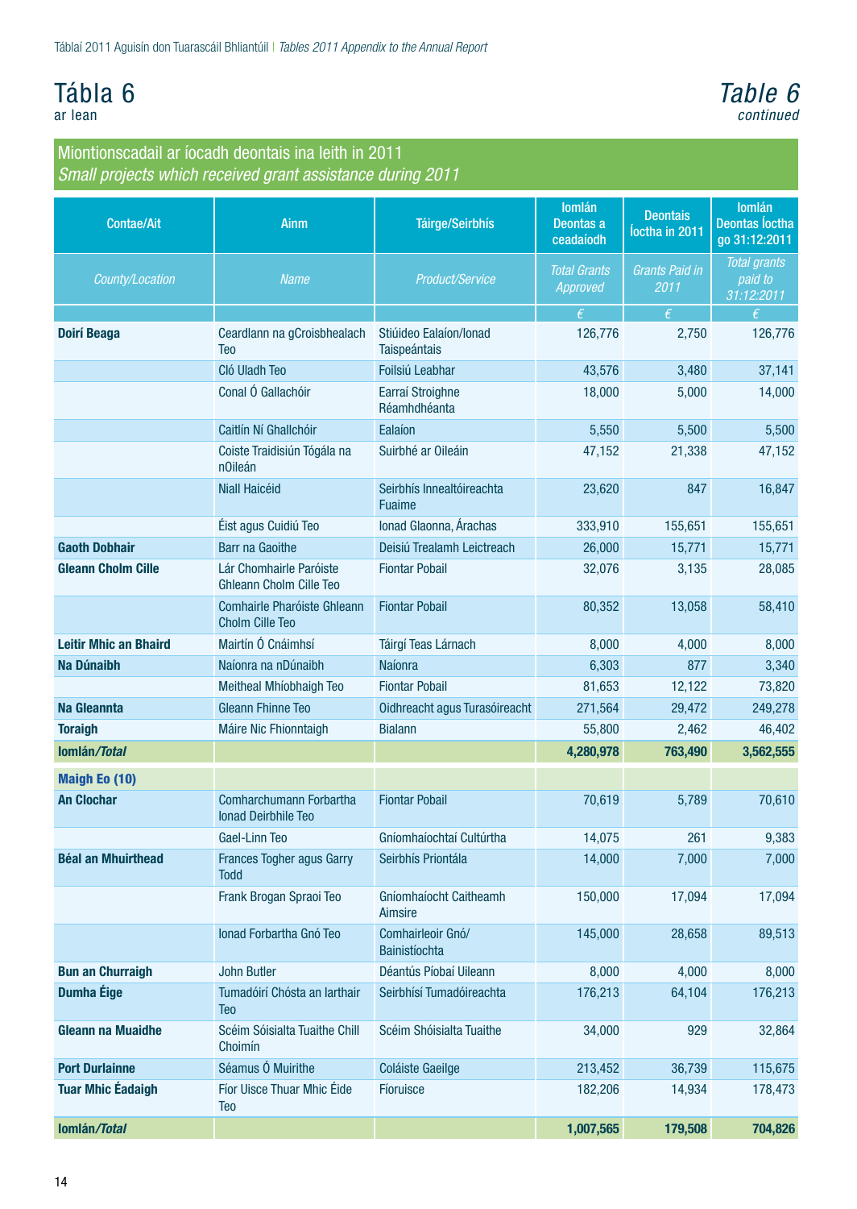# Tábla 6
ar lean

# *Table 6*
*continued*

## Miontionscadail ar íocadh deontais ina leith in 2011
### *Small projects which received grant assistance during 2011*

| Contae/Ait | Ainm | Táirge/Seirbhís | Iomlán Deontas a ceadaíodh | Deontais Íoctha in 2011 | Iomlán Deontas Íoctha go 31:12:2011 |
|---|---|---|---|---|---|
| *County/Location* | *Name* | *Product/Service* | *Total Grants Approved* | *Grants Paid in 2011* | *Total grants paid to 31:12:2011* |
| | | | € | € | € |
| **Doirí Beaga** | Ceardlann na gCroisbhealach Teo | Stiúideo Ealaíon/Ionad Taispeántais | 126,776 | 2,750 | 126,776 |
| | Cló Uladh Teo | Foilsiú Leabhar | 43,576 | 3,480 | 37,141 |
| | Conal Ó Gallachóir | Earraí Stroighne Réamhdhéanta | 18,000 | 5,000 | 14,000 |
| | Caitlín Ní Ghallchóir | Ealaíon | 5,550 | 5,500 | 5,500 |
| | Coiste Traidisiún Tógála na nOileán | Suirbhé ar Oileáin | 47,152 | 21,338 | 47,152 |
| | Niall Haicéid | Seirbhís Innealtóireachta Fuaime | 23,620 | 847 | 16,847 |
| | Éist agus Cuidiú Teo | Ionad Glaonna, Árachas | 333,910 | 155,651 | 155,651 |
| **Gaoth Dobhair** | Barr na Gaoithe | Deisiú Trealamh Leictreach | 26,000 | 15,771 | 15,771 |
| **Gleann Cholm Cille** | Lár Chomhairle Paróiste Ghleann Cholm Cille Teo | Fiontar Pobail | 32,076 | 3,135 | 28,085 |
| | Comhairle Pharóiste Ghleann Cholm Cille Teo | Fiontar Pobail | 80,352 | 13,058 | 58,410 |
| **Leitir Mhic an Bhaird** | Mairtín Ó Cnáimhsí | Táirgí Teas Lárnach | 8,000 | 4,000 | 8,000 |
| **Na Dúnaibh** | Naíonra na nDúnaibh | Naíonra | 6,303 | 877 | 3,340 |
| | Meitheal Mhíobhaigh Teo | Fiontar Pobail | 81,653 | 12,122 | 73,820 |
| **Na Gleannta** | Gleann Fhinne Teo | Oidhreacht agus Turasóireacht | 271,564 | 29,472 | 249,278 |
| **Toraigh** | Máire Nic Fhionntaigh | Bialann | 55,800 | 2,462 | 46,402 |
| **Iomlán/*Total*** | | | **4,280,978** | **763,490** | **3,562,555** |
| **Maigh Eo (10)** | | | | | |
| **An Clochar** | Comharchumann Forbartha Ionad Deirbhile Teo | Fiontar Pobail | 70,619 | 5,789 | 70,610 |
| | Gael-Linn Teo | Gníomhaíochtaí Cultúrtha | 14,075 | 261 | 9,383 |
| **Béal an Mhuirthead** | Frances Togher agus Garry Todd | Seirbhís Priontála | 14,000 | 7,000 | 7,000 |
| | Frank Brogan Spraoi Teo | Gníomhaíocht Caitheamh Aimsire | 150,000 | 17,094 | 17,094 |
| | Ionad Forbartha Gnó Teo | Comhairleoir Gnó/ Bainistíochta | 145,000 | 28,658 | 89,513 |
| **Bun an Churraigh** | John Butler | Déantús Píobaí Uileann | 8,000 | 4,000 | 8,000 |
| **Dumha Éige** | Tumadóirí Chósta an Iarthair Teo | Seirbhísí Tumadóireachta | 176,213 | 64,104 | 176,213 |
| **Gleann na Muaidhe** | Scéim Sóisialta Tuaithe Chill Choimín | Scéim Shóisialta Tuaithe | 34,000 | 929 | 32,864 |
| **Port Durlainne** | Séamus Ó Muirithe | Coláiste Gaeilge | 213,452 | 36,739 | 115,675 |
| **Tuar Mhic Éadaigh** | Fíor Uisce Thuar Mhic Éide Teo | Fíoruisce | 182,206 | 14,934 | 178,473 |
| **Iomlán/*Total*** | | | **1,007,565** | **179,508** | **704,826** |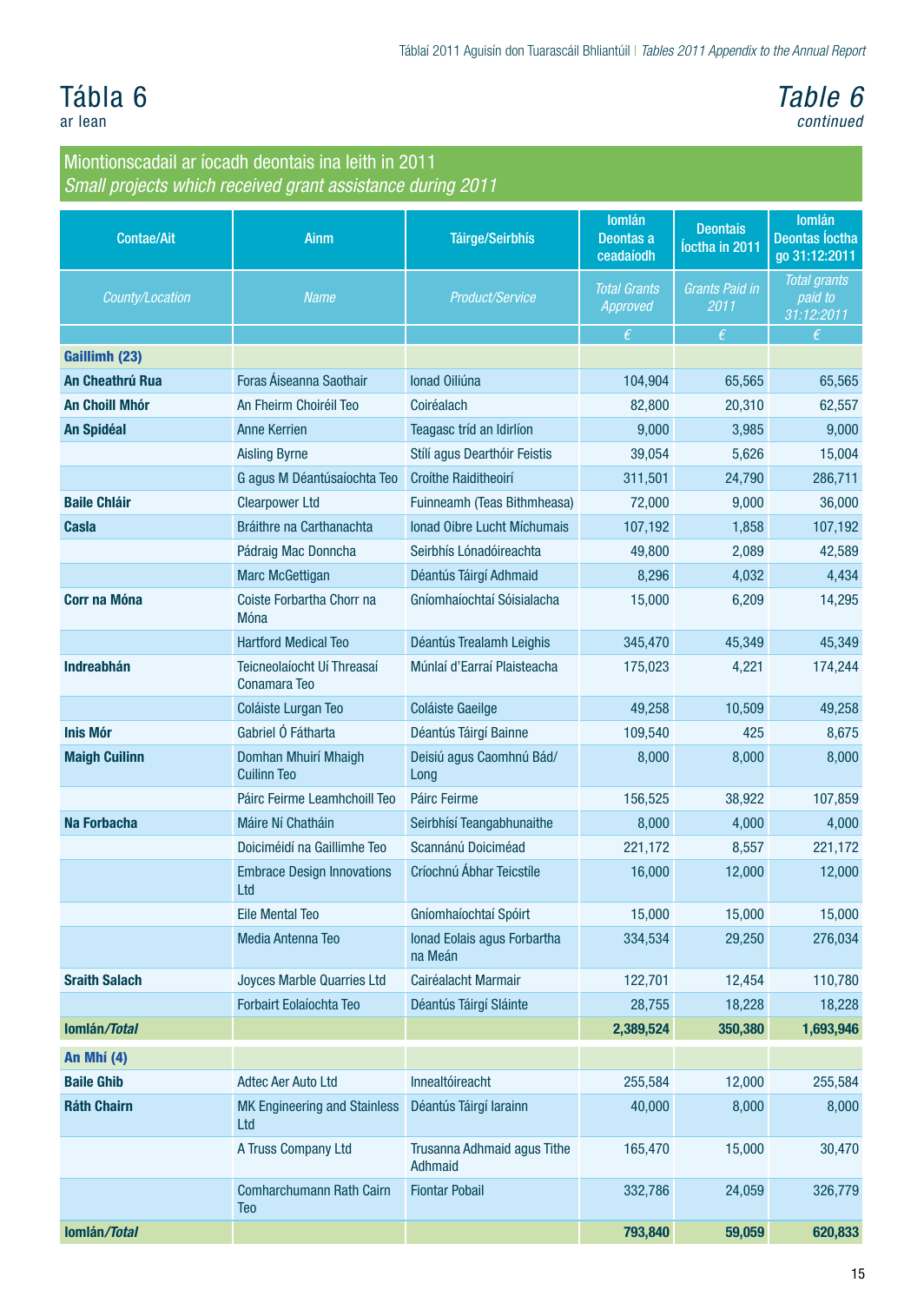# Tábla 6
ar lean

# *Table 6*
*continued*

## Miontionscadail ar íocadh deontais ina leith in 2011
### *Small projects which received grant assistance during 2011*

| Contae/Ait | Ainm | Táirge/Seirbhís | Iomlán Deontas a ceadaíodh | Deontais Íoctha in 2011 | Iomlán Deontas Íoctha go 31:12:2011 |
|---|---|---|---|---|---|
| *County/Location* | *Name* | *Product/Service* | *Total Grants Approved* | *Grants Paid in 2011* | *Total grants paid to 31:12:2011* |
| | | | € | € | € |
| **Gaillimh (23)** | | | | | |
| **An Cheathrú Rua** | Foras Áiseanna Saothair | Ionad Oiliúna | 104,904 | 65,565 | 65,565 |
| **An Choill Mhór** | An Fheirm Choiréil Teo | Coiréalach | 82,800 | 20,310 | 62,557 |
| **An Spidéal** | Anne Kerrien | Teagasc tríd an Idirlíon | 9,000 | 3,985 | 9,000 |
| | Aisling Byrne | Stílí agus Dearthóir Feistis | 39,054 | 5,626 | 15,004 |
| | G agus M Déantúsaíochta Teo | Croíthe Raiditheoirí | 311,501 | 24,790 | 286,711 |
| **Baile Chláir** | Clearpower Ltd | Fuinneamh (Teas Bithmheasa) | 72,000 | 9,000 | 36,000 |
| **Casla** | Bráithre na Carthanachta | Ionad Oibre Lucht Míchumais | 107,192 | 1,858 | 107,192 |
| | Pádraig Mac Donncha | Seirbhís Lónadóireachta | 49,800 | 2,089 | 42,589 |
| | Marc McGettigan | Déantús Táirgí Adhmaid | 8,296 | 4,032 | 4,434 |
| **Corr na Móna** | Coiste Forbartha Chorr na Móna | Gníomhaíochtaí Sóisialacha | 15,000 | 6,209 | 14,295 |
| | Hartford Medical Teo | Déantús Trealamh Leighis | 345,470 | 45,349 | 45,349 |
| **Indreabhán** | Teicneolaíocht Uí Threasaí Conamara Teo | Múnlaí d'Earraí Plaisteacha | 175,023 | 4,221 | 174,244 |
| | Coláiste Lurgan Teo | Coláiste Gaeilge | 49,258 | 10,509 | 49,258 |
| **Inis Mór** | Gabriel Ó Fátharta | Déantús Táirgí Bainne | 109,540 | 425 | 8,675 |
| **Maigh Cuilinn** | Domhan Mhuirí Mhaigh Cuilinn Teo | Deisiú agus Caomhnú Bád/Long | 8,000 | 8,000 | 8,000 |
| | Páirc Feirme Leamhchoill Teo | Páirc Feirme | 156,525 | 38,922 | 107,859 |
| **Na Forbacha** | Máire Ní Chatháin | Seirbhísí Teangabhunaithe | 8,000 | 4,000 | 4,000 |
| | Doiciméidí na Gaillimhe Teo | Scannánú Doiciméad | 221,172 | 8,557 | 221,172 |
| | Embrace Design Innovations Ltd | Críochnú Ábhar Teicstíle | 16,000 | 12,000 | 12,000 |
| | Eile Mental Teo | Gníomhaíochtaí Spóirt | 15,000 | 15,000 | 15,000 |
| | Media Antenna Teo | Ionad Eolais agus Forbartha na Meán | 334,534 | 29,250 | 276,034 |
| **Sraith Salach** | Joyces Marble Quarries Ltd | Cairéalacht Marmair | 122,701 | 12,454 | 110,780 |
| | Forbairt Eolaíochta Teo | Déantús Táirgí Sláinte | 28,755 | 18,228 | 18,228 |
| **Iomlán/*Total*** | | | **2,389,524** | **350,380** | **1,693,946** |
| **An Mhí (4)** | | | | | |
| **Baile Ghib** | Adtec Aer Auto Ltd | Innealtóireacht | 255,584 | 12,000 | 255,584 |
| **Ráth Chairn** | MK Engineering and Stainless Ltd | Déantús Táirgí Iarainn | 40,000 | 8,000 | 8,000 |
| | A Truss Company Ltd | Trusanna Adhmaid agus Tithe Adhmaid | 165,470 | 15,000 | 30,470 |
| | Comharchumann Rath Cairn Teo | Fiontar Pobail | 332,786 | 24,059 | 326,779 |
| **Iomlán/*Total*** | | | **793,840** | **59,059** | **620,833** |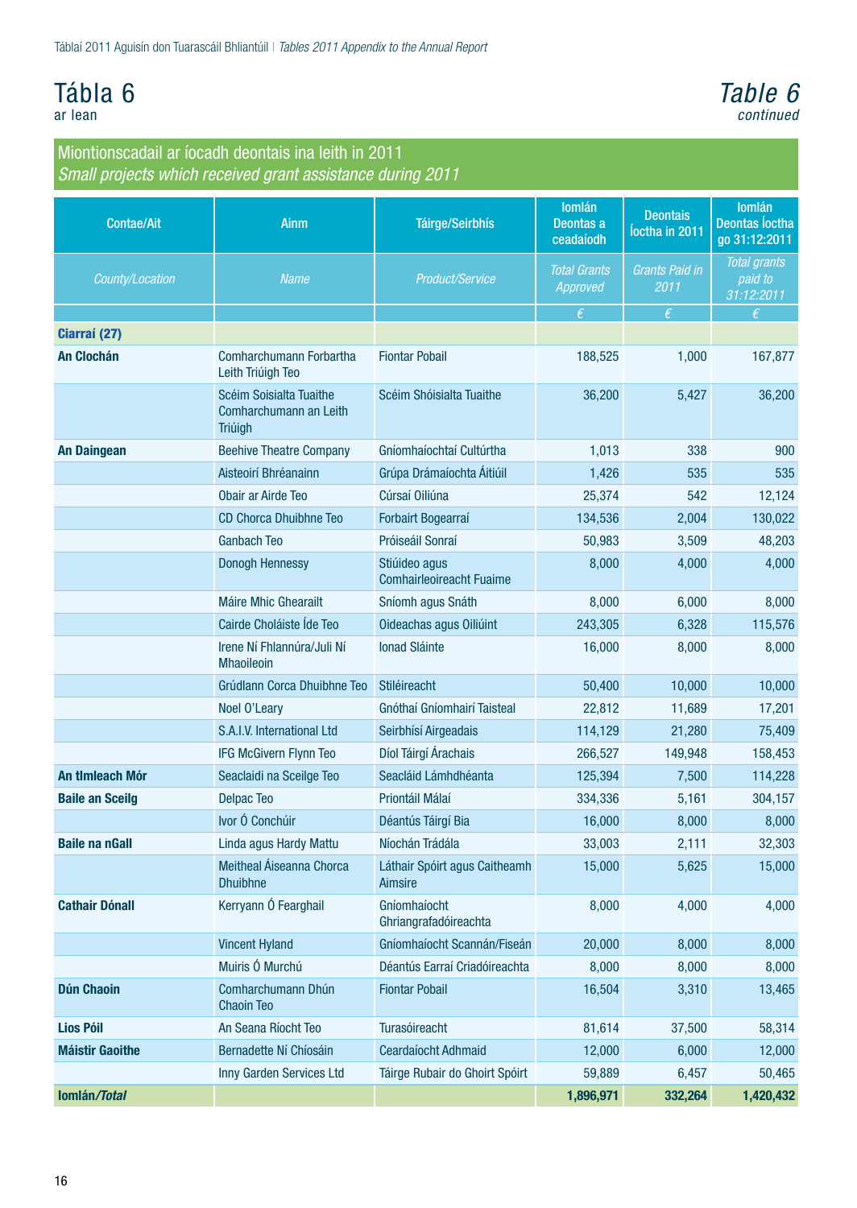# Tábla 6
ar lean

# *Table 6*
*continued*

## Miontionscadail ar íocadh deontais ina leith in 2011
*Small projects which received grant assistance during 2011*

| Contae/Ait | Ainm | Táirge/Seirbhís | Iomlán Deontas a ceadaíodh | Deontais Íoctha in 2011 | Iomlán Deontas Íoctha go 31:12:2011 |
|---|---|---|---|---|---|
| *County/Location* | *Name* | *Product/Service* | *Total Grants Approved* | *Grants Paid in 2011* | *Total grants paid to 31:12:2011* |
| | | | € | € | € |
| **Ciarraí (27)** | | | | | |
| **An Clochán** | Comharchumann Forbartha Leith Triúigh Teo | Fiontar Pobail | 188,525 | 1,000 | 167,877 |
| | Scéim Soisialta Tuaithe Comharchumann an Leith Triúigh | Scéim Shóisialta Tuaithe | 36,200 | 5,427 | 36,200 |
| **An Daingean** | Beehive Theatre Company | Gníomhaíochtaí Cultúrtha | 1,013 | 338 | 900 |
| | Aisteoirí Bhréanainn | Grúpa Drámaíochta Áitiúil | 1,426 | 535 | 535 |
| | Obair ar Airde Teo | Cúrsaí Oiliúna | 25,374 | 542 | 12,124 |
| | CD Chorca Dhuibhne Teo | Forbairt Bogearraí | 134,536 | 2,004 | 130,022 |
| | Ganbach Teo | Próiseáil Sonraí | 50,983 | 3,509 | 48,203 |
| | Donogh Hennessy | Stiúideo agus Comhairleoireacht Fuaime | 8,000 | 4,000 | 4,000 |
| | Máire Mhic Ghearailt | Sníomh agus Snáth | 8,000 | 6,000 | 8,000 |
| | Cairde Choláiste Íde Teo | Oideachas agus Oiliúint | 243,305 | 6,328 | 115,576 |
| | Irene Ní Fhlannúra/Juli Ní Mhaoileoin | Ionad Sláinte | 16,000 | 8,000 | 8,000 |
| | Grúdlann Corca Dhuibhne Teo | Stiléireacht | 50,400 | 10,000 | 10,000 |
| | Noel O'Leary | Gnóthaí Gníomhairí Taisteal | 22,812 | 11,689 | 17,201 |
| | S.A.I.V. International Ltd | Seirbhísí Airgeadais | 114,129 | 21,280 | 75,409 |
| | IFG McGivern Flynn Teo | Díol Táirgí Árachais | 266,527 | 149,948 | 158,453 |
| **An tImleach Mór** | Seaclaidí na Sceilge Teo | Seacláid Lámhdhéanta | 125,394 | 7,500 | 114,228 |
| **Baile an Sceilg** | Delpac Teo | Priontáil Málaí | 334,336 | 5,161 | 304,157 |
| | Ivor Ó Conchúir | Déantús Táirgí Bia | 16,000 | 8,000 | 8,000 |
| **Baile na nGall** | Linda agus Hardy Mattu | Níochán Trádála | 33,003 | 2,111 | 32,303 |
| | Meitheal Áiseanna Chorca Dhuibhne | Láthair Spóirt agus Caitheamh Aimsire | 15,000 | 5,625 | 15,000 |
| **Cathair Dónall** | Kerryann Ó Fearghail | Gníomhaíocht Ghriangrafadóireachta | 8,000 | 4,000 | 4,000 |
| | Vincent Hyland | Gníomhaíocht Scannán/Fiseán | 20,000 | 8,000 | 8,000 |
| | Muiris Ó Murchú | Déantús Earraí Criadóireachta | 8,000 | 8,000 | 8,000 |
| **Dún Chaoin** | Comharchumann Dhún Chaoin Teo | Fiontar Pobail | 16,504 | 3,310 | 13,465 |
| **Lios Póil** | An Seana Ríocht Teo | Turasóireacht | 81,614 | 37,500 | 58,314 |
| **Máistir Gaoithe** | Bernadette Ní Chíosáin | Ceardaíocht Adhmaid | 12,000 | 6,000 | 12,000 |
| | Inny Garden Services Ltd | Táirge Rubair do Ghoirt Spóirt | 59,889 | 6,457 | 50,465 |
| **Iomlán/*Total*** | | | **1,896,971** | **332,264** | **1,420,432** |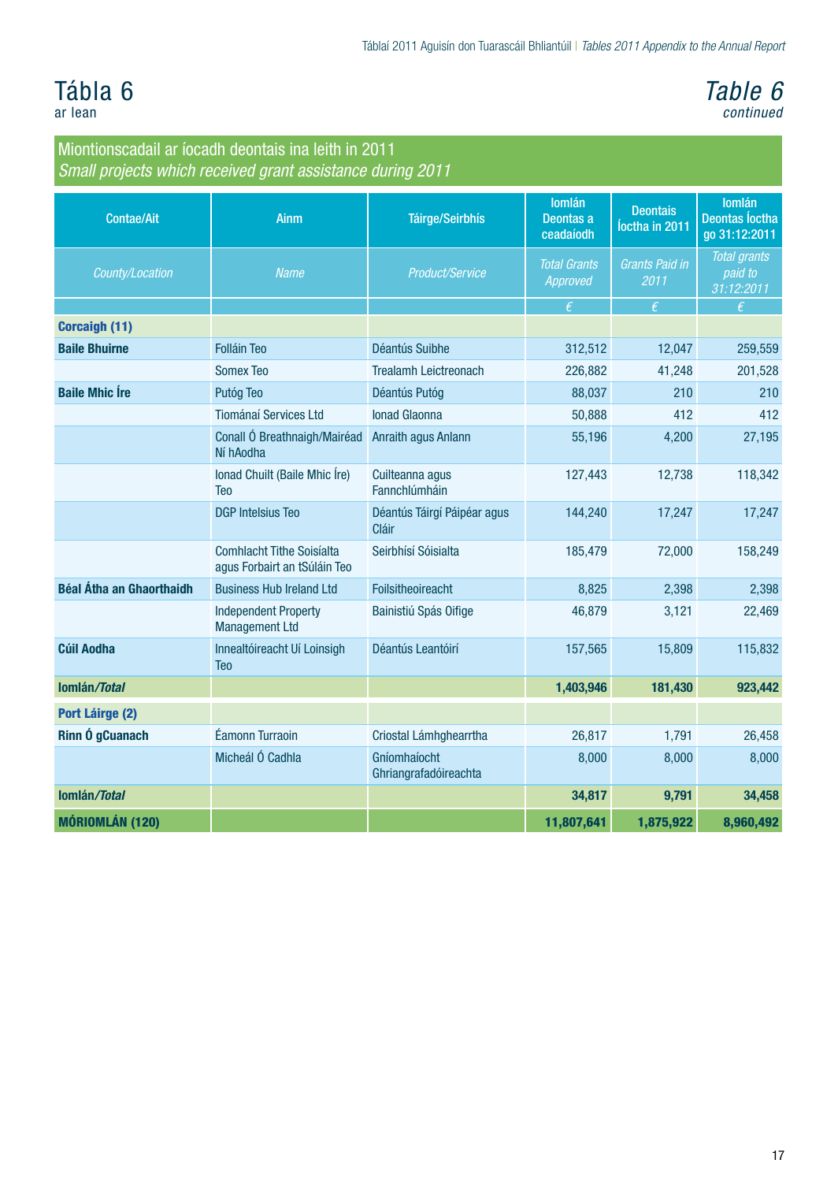# Tábla 6
ar lean

# *Table 6*
*continued*

## Miontionscadail ar íocadh deontais ina leith in 2011
## *Small projects which received grant assistance during 2011*

| Contae/Ait | Ainm | Táirge/Seirbhís | Iomlán Deontas a ceadaíodh | Deontais Íoctha in 2011 | Iomlán Deontas Íoctha go 31:12:2011 |
|---|---|---|---|---|---|
| *County/Location* | *Name* | *Product/Service* | *Total Grants Approved* | *Grants Paid in 2011* | *Total grants paid to 31:12:2011* |
| | | | € | € | € |
| **Corcaigh (11)** | | | | | |
| **Baile Bhuirne** | Folláin Teo | Déantús Suibhe | 312,512 | 12,047 | 259,559 |
| | Somex Teo | Trealamh Leictreonach | 226,882 | 41,248 | 201,528 |
| **Baile Mhic Íre** | Putóg Teo | Déantús Putóg | 88,037 | 210 | 210 |
| | Tiománaí Services Ltd | Ionad Glaonna | 50,888 | 412 | 412 |
| | Conall Ó Breathnaigh/Mairéad Ní hAodha | Anraith agus Anlann | 55,196 | 4,200 | 27,195 |
| | Ionad Chuilt (Baile Mhic Íre) Teo | Cuilteanna agus Fannchlúmháin | 127,443 | 12,738 | 118,342 |
| | DGP Intelsius Teo | Déantús Táirgí Páipéar agus Cláir | 144,240 | 17,247 | 17,247 |
| | Comhlacht Tithe Soisíalta agus Forbairt an tSúláin Teo | Seirbhísí Sóisialta | 185,479 | 72,000 | 158,249 |
| **Béal Átha an Ghaorthaidh** | Business Hub Ireland Ltd | Foilsitheoireacht | 8,825 | 2,398 | 2,398 |
| | Independent Property Management Ltd | Bainistiú Spás Oifige | 46,879 | 3,121 | 22,469 |
| **Cúil Aodha** | Innealtóireacht Uí Loinsigh Teo | Déantús Leantóirí | 157,565 | 15,809 | 115,832 |
| **Iomlán/*Total*** | | | **1,403,946** | **181,430** | **923,442** |
| **Port Láirge (2)** | | | | | |
| **Rinn Ó gCuanach** | Éamonn Turraoin | Criostal Lámhghearrtha | 26,817 | 1,791 | 26,458 |
| | Micheál Ó Cadhla | Gníomhaíocht Ghriangrafadóireachta | 8,000 | 8,000 | 8,000 |
| **Iomlán/*Total*** | | | **34,817** | **9,791** | **34,458** |
| **MÓRIOMLÁN (120)** | | | **11,807,641** | **1,875,922** | **8,960,492** |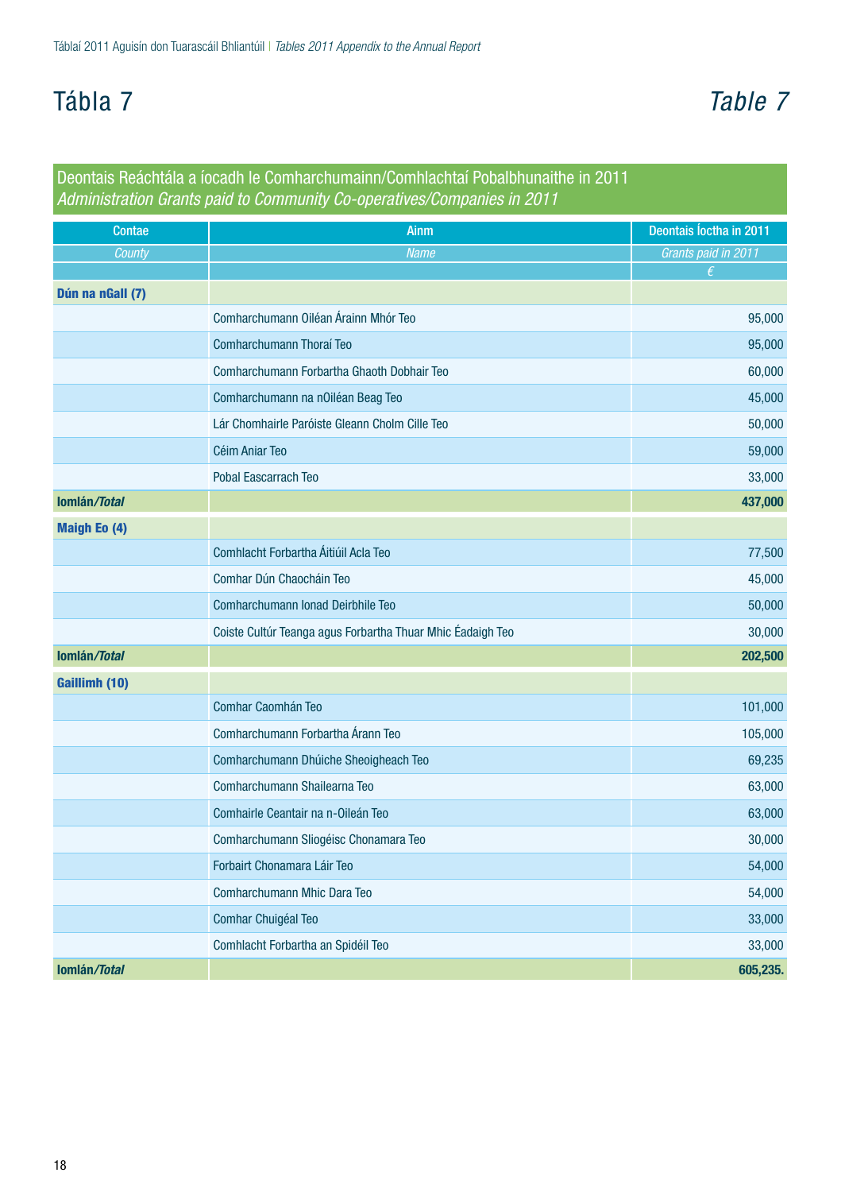# Tábla 7 / *Table 7*

## Deontais Reáchtála a íocadh le Comharchumainn/Comhlachtaí Pobalbhunaithe in 2011
*Administration Grants paid to Community Co-operatives/Companies in 2011*

| Contae | Ainm | Deontais Íoctha in 2011 |
|---|---|---|
| *County* | *Name* | *Grants paid in 2011* |
| | | *€* |
| **Dún na nGall (7)** | | |
| | Comharchumann Oiléan Árainn Mhór Teo | 95,000 |
| | Comharchumann Thoraí Teo | 95,000 |
| | Comharchumann Forbartha Ghaoth Dobhair Teo | 60,000 |
| | Comharchumann na nOiléan Beag Teo | 45,000 |
| | Lár Chomhairle Paróiste Gleann Cholm Cille Teo | 50,000 |
| | Céim Aniar Teo | 59,000 |
| | Pobal Eascarrach Teo | 33,000 |
| **Iomlán/*Total*** | | **437,000** |
| **Maigh Eo (4)** | | |
| | Comhlacht Forbartha Áitiúil Acla Teo | 77,500 |
| | Comhar Dún Chaocháin Teo | 45,000 |
| | Comharchumann Ionad Deirbhile Teo | 50,000 |
| | Coiste Cultúr Teanga agus Forbartha Thuar Mhic Éadaigh Teo | 30,000 |
| **Iomlán/*Total*** | | **202,500** |
| **Gaillimh (10)** | | |
| | Comhar Caomhán Teo | 101,000 |
| | Comharchumann Forbartha Árann Teo | 105,000 |
| | Comharchumann Dhúiche Sheoigheach Teo | 69,235 |
| | Comharchumann Shailearna Teo | 63,000 |
| | Comhairle Ceantair na n-Oileán Teo | 63,000 |
| | Comharchumann Sliogéisc Chonamara Teo | 30,000 |
| | Forbairt Chonamara Láir Teo | 54,000 |
| | Comharchumann Mhic Dara Teo | 54,000 |
| | Comhar Chuigéal Teo | 33,000 |
| | Comhlacht Forbartha an Spidéil Teo | 33,000 |
| **Iomlán/*Total*** | | **605,235.** |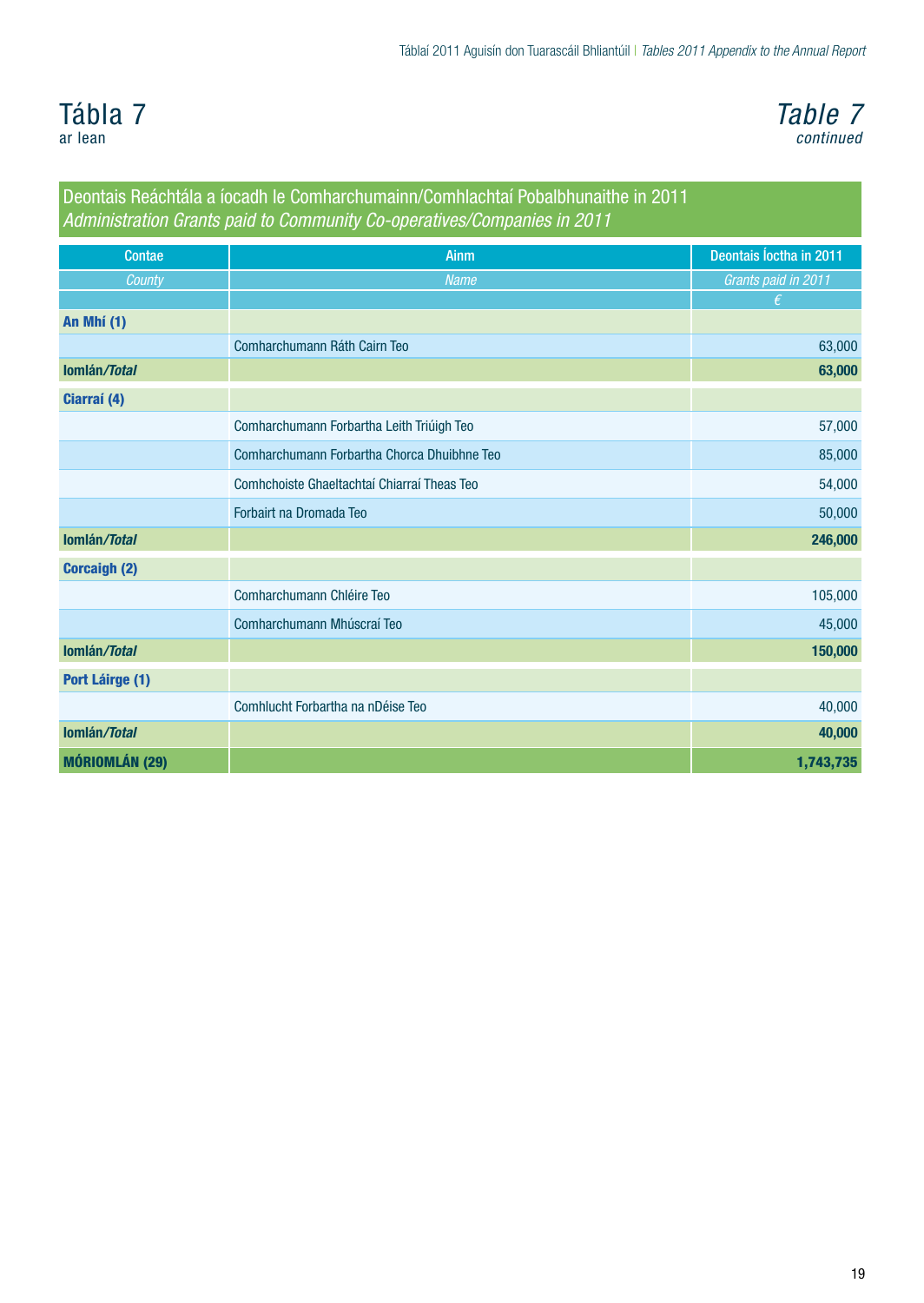# Tábla 7
ar lean

# *Table 7*
*continued*

## Deontais Reáchtála a íocadh le Comharchumainn/Comhlachtaí Pobalbhunaithe in 2011
*Administration Grants paid to Community Co-operatives/Companies in 2011*

| Contae | Ainm | Deontais Íoctha in 2011 |
|---|---|---|
| *County* | *Name* | *Grants paid in 2011* |
| | | *€* |
| **An Mhí (1)** | | |
| | Comharchumann Ráth Cairn Teo | 63,000 |
| **Iomlán/*Total*** | | **63,000** |
| **Ciarraí (4)** | | |
| | Comharchumann Forbartha Leith Triúigh Teo | 57,000 |
| | Comharchumann Forbartha Chorca Dhuibhne Teo | 85,000 |
| | Comhchoiste Ghaeltachtaí Chiarraí Theas Teo | 54,000 |
| | Forbairt na Dromada Teo | 50,000 |
| **Iomlán/*Total*** | | **246,000** |
| **Corcaigh (2)** | | |
| | Comharchumann Chléire Teo | 105,000 |
| | Comharchumann Mhúscraí Teo | 45,000 |
| **Iomlán/*Total*** | | **150,000** |
| **Port Láirge (1)** | | |
| | Comhlucht Forbartha na nDéise Teo | 40,000 |
| **Iomlán/*Total*** | | **40,000** |
| **MÓRIOMLÁN (29)** | | **1,743,735** |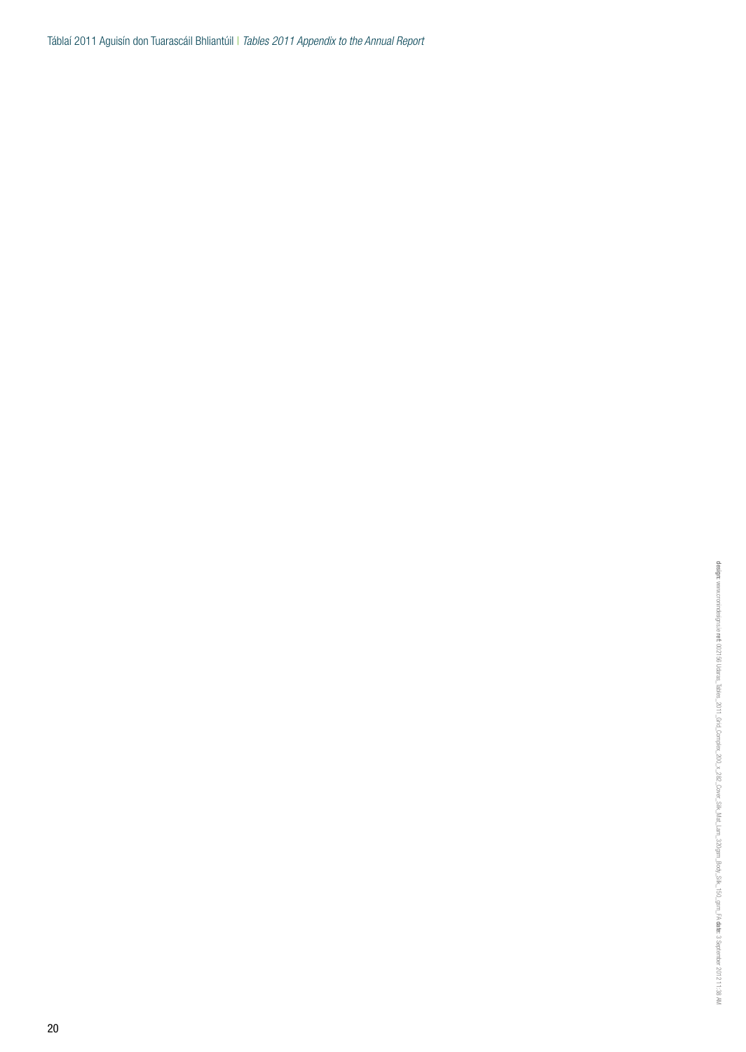design: www.cronindesigns.ie ref: 00215i Udaras_Tables_2011_Grid_Complex_200_x_282_Cover_Silk_Mat_Lam_320gsm_Body_Silk_150_gsm_FA date: 3 September 2012 11:38 AM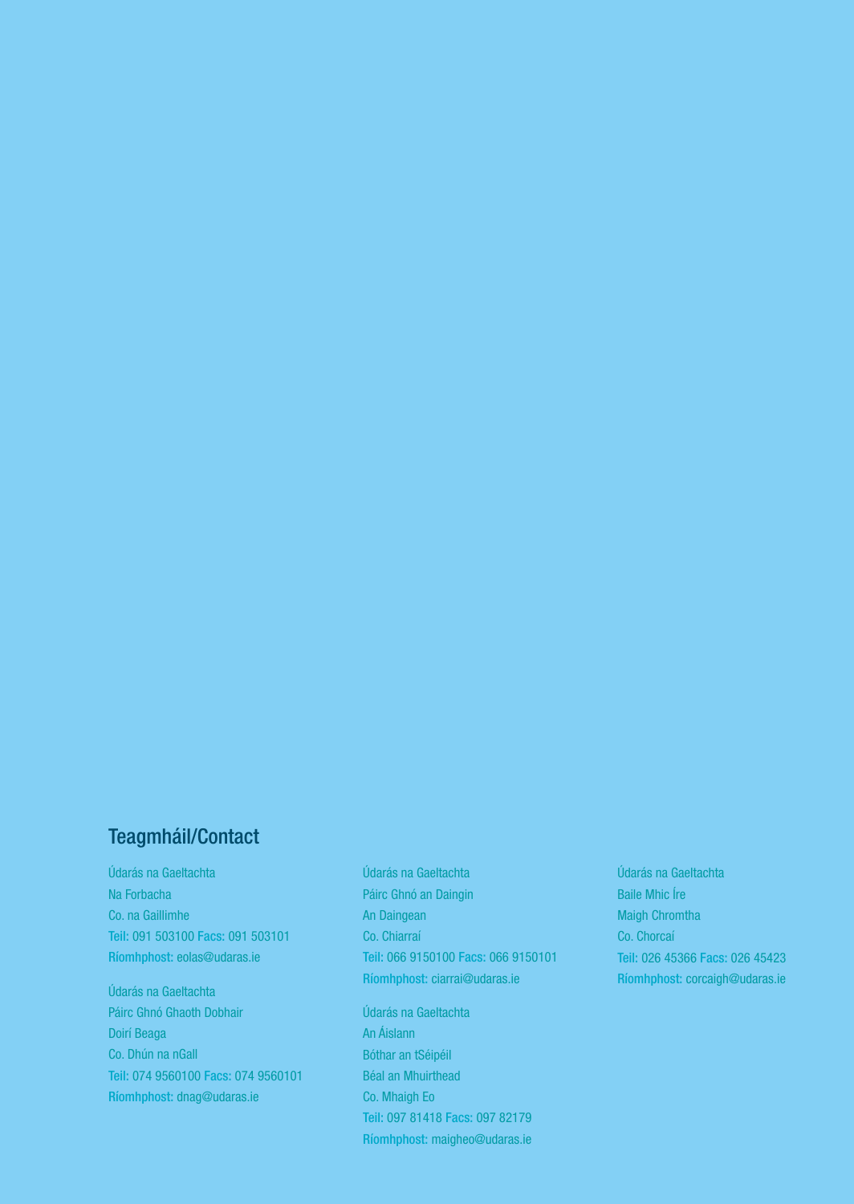## Teagmháil/Contact

Údarás na Gaeltachta
Na Forbacha
Co. na Gaillimhe
**Teil:** 091 503100 **Facs:** 091 503101
**Ríomhphost:** eolas@udaras.ie

Údarás na Gaeltachta
Páirc Ghnó Ghaoth Dobhair
Doirí Beaga
Co. Dhún na nGall
**Teil:** 074 9560100 **Facs:** 074 9560101
**Ríomhphost:** dnag@udaras.ie

Údarás na Gaeltachta
Páirc Ghnó an Daingin
An Daingean
Co. Chiarraí
**Teil:** 066 9150100 **Facs:** 066 9150101
**Ríomhphost:** ciarrai@udaras.ie

Údarás na Gaeltachta
An Áislann
Bóthar an tSéipéil
Béal an Mhuirthead
Co. Mhaigh Eo
**Teil:** 097 81418 **Facs:** 097 82179
**Ríomhphost:** maigheo@udaras.ie

Údarás na Gaeltachta
Baile Mhic Íre
Maigh Chromtha
Co. Chorcaí
**Teil:** 026 45366 **Facs:** 026 45423
**Ríomhphost:** corcaigh@udaras.ie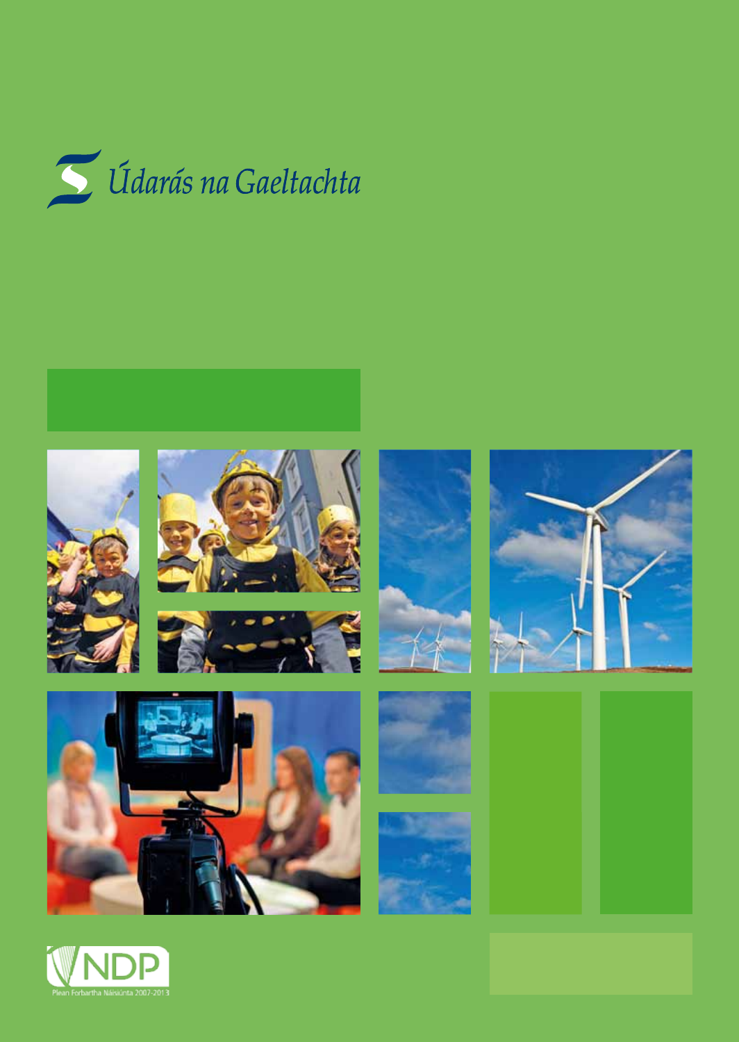Údarás na Gaeltachta

Plean Forbartha Náisiúnta 2007-2013